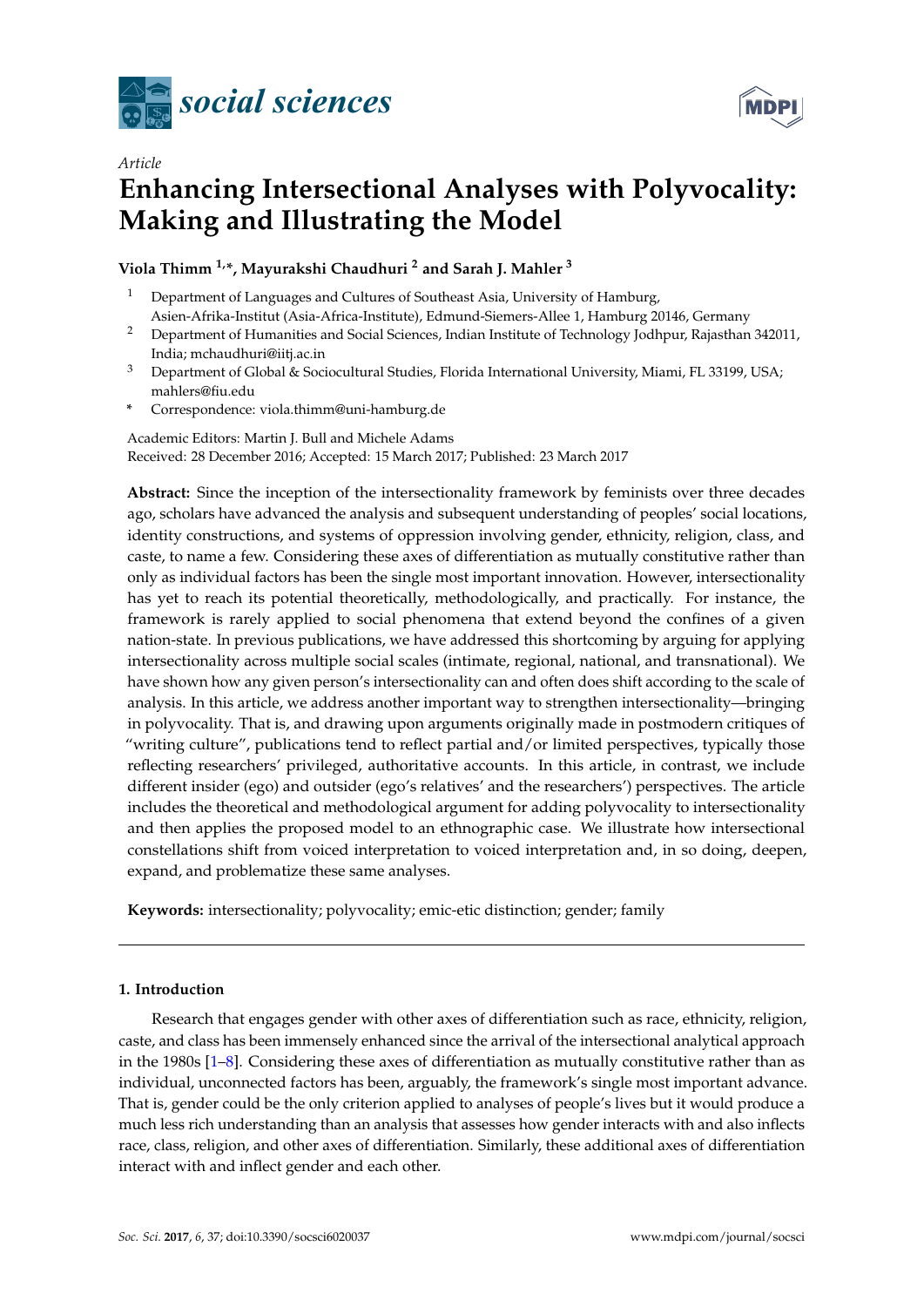*social sciences*

*Article*

# Enhancing Intersectional Analyses with Polyvocality: Making and Illustrating the Model

**Viola Thimm [1,*], Mayurakshi Chaudhuri [2] and Sarah J. Mahler [3]**

[1] Department of Languages and Cultures of Southeast Asia, University of Hamburg, Asien-Afrika-Institut (Asia-Africa-Institute), Edmund-Siemers-Allee 1, Hamburg 20146, Germany

[2] Department of Humanities and Social Sciences, Indian Institute of Technology Jodhpur, Rajasthan 342011, India; mchaudhuri@iitj.ac.in

[3] Department of Global & Sociocultural Studies, Florida International University, Miami, FL 33199, USA; mahlers@fiu.edu

\* Correspondence: viola.thimm@uni-hamburg.de

Academic Editors: Martin J. Bull and Michele Adams

Received: 28 December 2016; Accepted: 15 March 2017; Published: 23 March 2017

**Abstract:** Since the inception of the intersectionality framework by feminists over three decades ago, scholars have advanced the analysis and subsequent understanding of peoples' social locations, identity constructions, and systems of oppression involving gender, ethnicity, religion, class, and caste, to name a few. Considering these axes of differentiation as mutually constitutive rather than only as individual factors has been the single most important innovation. However, intersectionality has yet to reach its potential theoretically, methodologically, and practically. For instance, the framework is rarely applied to social phenomena that extend beyond the confines of a given nation-state. In previous publications, we have addressed this shortcoming by arguing for applying intersectionality across multiple social scales (intimate, regional, national, and transnational). We have shown how any given person's intersectionality can and often does shift according to the scale of analysis. In this article, we address another important way to strengthen intersectionality—bringing in polyvocality. That is, and drawing upon arguments originally made in postmodern critiques of "writing culture", publications tend to reflect partial and/or limited perspectives, typically those reflecting researchers' privileged, authoritative accounts. In this article, in contrast, we include different insider (ego) and outsider (ego's relatives' and the researchers') perspectives. The article includes the theoretical and methodological argument for adding polyvocality to intersectionality and then applies the proposed model to an ethnographic case. We illustrate how intersectional constellations shift from voiced interpretation to voiced interpretation and, in so doing, deepen, expand, and problematize these same analyses.

**Keywords:** intersectionality; polyvocality; emic-etic distinction; gender; family

## 1. Introduction

Research that engages gender with other axes of differentiation such as race, ethnicity, religion, caste, and class has been immensely enhanced since the arrival of the intersectional analytical approach in the 1980s [1–8]. Considering these axes of differentiation as mutually constitutive rather than as individual, unconnected factors has been, arguably, the framework's single most important advance. That is, gender could be the only criterion applied to analyses of people's lives but it would produce a much less rich understanding than an analysis that assesses how gender interacts with and also inflects race, class, religion, and other axes of differentiation. Similarly, these additional axes of differentiation interact with and inflect gender and each other.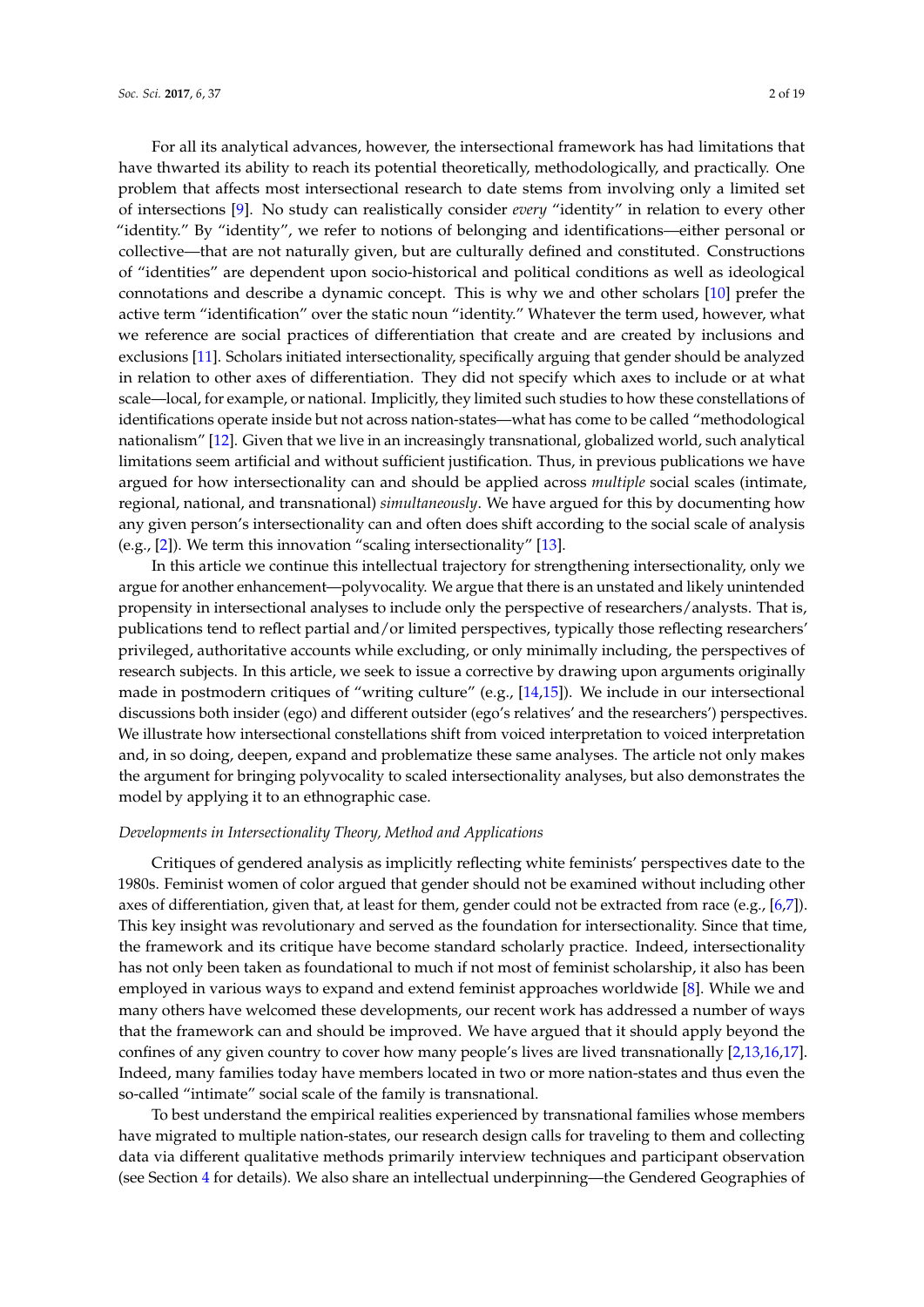For all its analytical advances, however, the intersectional framework has had limitations that have thwarted its ability to reach its potential theoretically, methodologically, and practically. One problem that affects most intersectional research to date stems from involving only a limited set of intersections [9]. No study can realistically consider *every* "identity" in relation to every other "identity." By "identity", we refer to notions of belonging and identifications—either personal or collective—that are not naturally given, but are culturally defined and constituted. Constructions of "identities" are dependent upon socio-historical and political conditions as well as ideological connotations and describe a dynamic concept. This is why we and other scholars [10] prefer the active term "identification" over the static noun "identity." Whatever the term used, however, what we reference are social practices of differentiation that create and are created by inclusions and exclusions [11]. Scholars initiated intersectionality, specifically arguing that gender should be analyzed in relation to other axes of differentiation. They did not specify which axes to include or at what scale—local, for example, or national. Implicitly, they limited such studies to how these constellations of identifications operate inside but not across nation-states—what has come to be called "methodological nationalism" [12]. Given that we live in an increasingly transnational, globalized world, such analytical limitations seem artificial and without sufficient justification. Thus, in previous publications we have argued for how intersectionality can and should be applied across *multiple* social scales (intimate, regional, national, and transnational) *simultaneously*. We have argued for this by documenting how any given person's intersectionality can and often does shift according to the social scale of analysis (e.g., [2]). We term this innovation "scaling intersectionality" [13].

In this article we continue this intellectual trajectory for strengthening intersectionality, only we argue for another enhancement—polyvocality. We argue that there is an unstated and likely unintended propensity in intersectional analyses to include only the perspective of researchers/analysts. That is, publications tend to reflect partial and/or limited perspectives, typically those reflecting researchers' privileged, authoritative accounts while excluding, or only minimally including, the perspectives of research subjects. In this article, we seek to issue a corrective by drawing upon arguments originally made in postmodern critiques of "writing culture" (e.g., [14,15]). We include in our intersectional discussions both insider (ego) and different outsider (ego's relatives' and the researchers') perspectives. We illustrate how intersectional constellations shift from voiced interpretation to voiced interpretation and, in so doing, deepen, expand and problematize these same analyses. The article not only makes the argument for bringing polyvocality to scaled intersectionality analyses, but also demonstrates the model by applying it to an ethnographic case.

*Developments in Intersectionality Theory, Method and Applications*

Critiques of gendered analysis as implicitly reflecting white feminists' perspectives date to the 1980s. Feminist women of color argued that gender should not be examined without including other axes of differentiation, given that, at least for them, gender could not be extracted from race (e.g., [6,7]). This key insight was revolutionary and served as the foundation for intersectionality. Since that time, the framework and its critique have become standard scholarly practice. Indeed, intersectionality has not only been taken as foundational to much if not most of feminist scholarship, it also has been employed in various ways to expand and extend feminist approaches worldwide [8]. While we and many others have welcomed these developments, our recent work has addressed a number of ways that the framework can and should be improved. We have argued that it should apply beyond the confines of any given country to cover how many people's lives are lived transnationally [2,13,16,17]. Indeed, many families today have members located in two or more nation-states and thus even the so-called "intimate" social scale of the family is transnational.

To best understand the empirical realities experienced by transnational families whose members have migrated to multiple nation-states, our research design calls for traveling to them and collecting data via different qualitative methods primarily interview techniques and participant observation (see Section 4 for details). We also share an intellectual underpinning—the Gendered Geographies of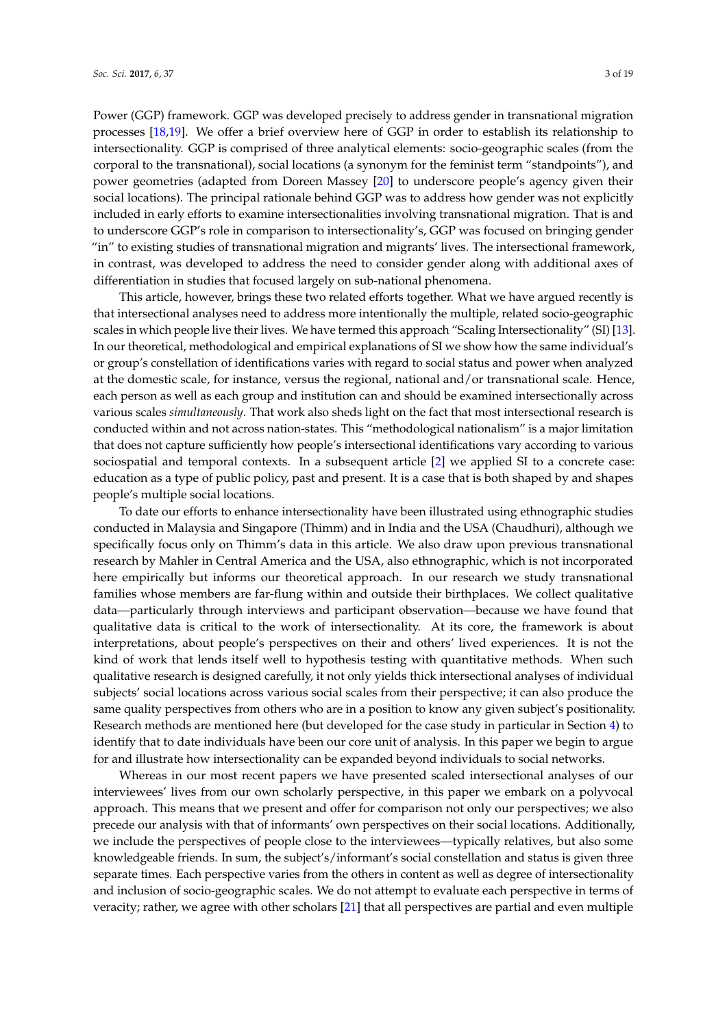Power (GGP) framework. GGP was developed precisely to address gender in transnational migration processes [18,19]. We offer a brief overview here of GGP in order to establish its relationship to intersectionality. GGP is comprised of three analytical elements: socio-geographic scales (from the corporal to the transnational), social locations (a synonym for the feminist term "standpoints"), and power geometries (adapted from Doreen Massey [20] to underscore people's agency given their social locations). The principal rationale behind GGP was to address how gender was not explicitly included in early efforts to examine intersectionalities involving transnational migration. That is and to underscore GGP's role in comparison to intersectionality's, GGP was focused on bringing gender "in" to existing studies of transnational migration and migrants' lives. The intersectional framework, in contrast, was developed to address the need to consider gender along with additional axes of differentiation in studies that focused largely on sub-national phenomena.

This article, however, brings these two related efforts together. What we have argued recently is that intersectional analyses need to address more intentionally the multiple, related socio-geographic scales in which people live their lives. We have termed this approach "Scaling Intersectionality" (SI) [13]. In our theoretical, methodological and empirical explanations of SI we show how the same individual's or group's constellation of identifications varies with regard to social status and power when analyzed at the domestic scale, for instance, versus the regional, national and/or transnational scale. Hence, each person as well as each group and institution can and should be examined intersectionally across various scales *simultaneously*. That work also sheds light on the fact that most intersectional research is conducted within and not across nation-states. This "methodological nationalism" is a major limitation that does not capture sufficiently how people's intersectional identifications vary according to various sociospatial and temporal contexts. In a subsequent article [2] we applied SI to a concrete case: education as a type of public policy, past and present. It is a case that is both shaped by and shapes people's multiple social locations.

To date our efforts to enhance intersectionality have been illustrated using ethnographic studies conducted in Malaysia and Singapore (Thimm) and in India and the USA (Chaudhuri), although we specifically focus only on Thimm's data in this article. We also draw upon previous transnational research by Mahler in Central America and the USA, also ethnographic, which is not incorporated here empirically but informs our theoretical approach. In our research we study transnational families whose members are far-flung within and outside their birthplaces. We collect qualitative data—particularly through interviews and participant observation—because we have found that qualitative data is critical to the work of intersectionality. At its core, the framework is about interpretations, about people's perspectives on their and others' lived experiences. It is not the kind of work that lends itself well to hypothesis testing with quantitative methods. When such qualitative research is designed carefully, it not only yields thick intersectional analyses of individual subjects' social locations across various social scales from their perspective; it can also produce the same quality perspectives from others who are in a position to know any given subject's positionality. Research methods are mentioned here (but developed for the case study in particular in Section 4) to identify that to date individuals have been our core unit of analysis. In this paper we begin to argue for and illustrate how intersectionality can be expanded beyond individuals to social networks.

Whereas in our most recent papers we have presented scaled intersectional analyses of our interviewees' lives from our own scholarly perspective, in this paper we embark on a polyvocal approach. This means that we present and offer for comparison not only our perspectives; we also precede our analysis with that of informants' own perspectives on their social locations. Additionally, we include the perspectives of people close to the interviewees—typically relatives, but also some knowledgeable friends. In sum, the subject's/informant's social constellation and status is given three separate times. Each perspective varies from the others in content as well as degree of intersectionality and inclusion of socio-geographic scales. We do not attempt to evaluate each perspective in terms of veracity; rather, we agree with other scholars [21] that all perspectives are partial and even multiple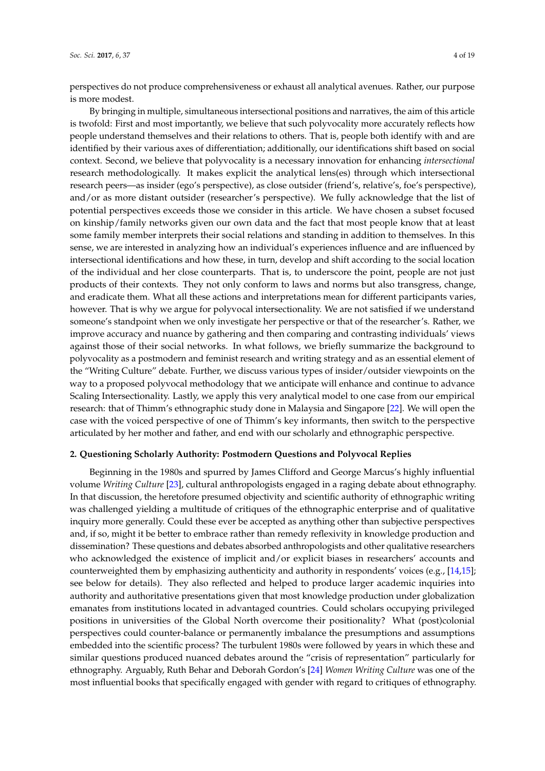perspectives do not produce comprehensiveness or exhaust all analytical avenues. Rather, our purpose is more modest.

By bringing in multiple, simultaneous intersectional positions and narratives, the aim of this article is twofold: First and most importantly, we believe that such polyvocality more accurately reflects how people understand themselves and their relations to others. That is, people both identify with and are identified by their various axes of differentiation; additionally, our identifications shift based on social context. Second, we believe that polyvocality is a necessary innovation for enhancing *intersectional* research methodologically. It makes explicit the analytical lens(es) through which intersectional research peers—as insider (ego's perspective), as close outsider (friend's, relative's, foe's perspective), and/or as more distant outsider (researcher's perspective). We fully acknowledge that the list of potential perspectives exceeds those we consider in this article. We have chosen a subset focused on kinship/family networks given our own data and the fact that most people know that at least some family member interprets their social relations and standing in addition to themselves. In this sense, we are interested in analyzing how an individual's experiences influence and are influenced by intersectional identifications and how these, in turn, develop and shift according to the social location of the individual and her close counterparts. That is, to underscore the point, people are not just products of their contexts. They not only conform to laws and norms but also transgress, change, and eradicate them. What all these actions and interpretations mean for different participants varies, however. That is why we argue for polyvocal intersectionality. We are not satisfied if we understand someone's standpoint when we only investigate her perspective or that of the researcher's. Rather, we improve accuracy and nuance by gathering and then comparing and contrasting individuals' views against those of their social networks. In what follows, we briefly summarize the background to polyvocality as a postmodern and feminist research and writing strategy and as an essential element of the "Writing Culture" debate. Further, we discuss various types of insider/outsider viewpoints on the way to a proposed polyvocal methodology that we anticipate will enhance and continue to advance Scaling Intersectionality. Lastly, we apply this very analytical model to one case from our empirical research: that of Thimm's ethnographic study done in Malaysia and Singapore [22]. We will open the case with the voiced perspective of one of Thimm's key informants, then switch to the perspective articulated by her mother and father, and end with our scholarly and ethnographic perspective.

## 2. Questioning Scholarly Authority: Postmodern Questions and Polyvocal Replies

Beginning in the 1980s and spurred by James Clifford and George Marcus's highly influential volume *Writing Culture* [23], cultural anthropologists engaged in a raging debate about ethnography. In that discussion, the heretofore presumed objectivity and scientific authority of ethnographic writing was challenged yielding a multitude of critiques of the ethnographic enterprise and of qualitative inquiry more generally. Could these ever be accepted as anything other than subjective perspectives and, if so, might it be better to embrace rather than remedy reflexivity in knowledge production and dissemination? These questions and debates absorbed anthropologists and other qualitative researchers who acknowledged the existence of implicit and/or explicit biases in researchers' accounts and counterweighted them by emphasizing authenticity and authority in respondents' voices (e.g., [14,15]; see below for details). They also reflected and helped to produce larger academic inquiries into authority and authoritative presentations given that most knowledge production under globalization emanates from institutions located in advantaged countries. Could scholars occupying privileged positions in universities of the Global North overcome their positionality? What (post)colonial perspectives could counter-balance or permanently imbalance the presumptions and assumptions embedded into the scientific process? The turbulent 1980s were followed by years in which these and similar questions produced nuanced debates around the "crisis of representation" particularly for ethnography. Arguably, Ruth Behar and Deborah Gordon's [24] *Women Writing Culture* was one of the most influential books that specifically engaged with gender with regard to critiques of ethnography.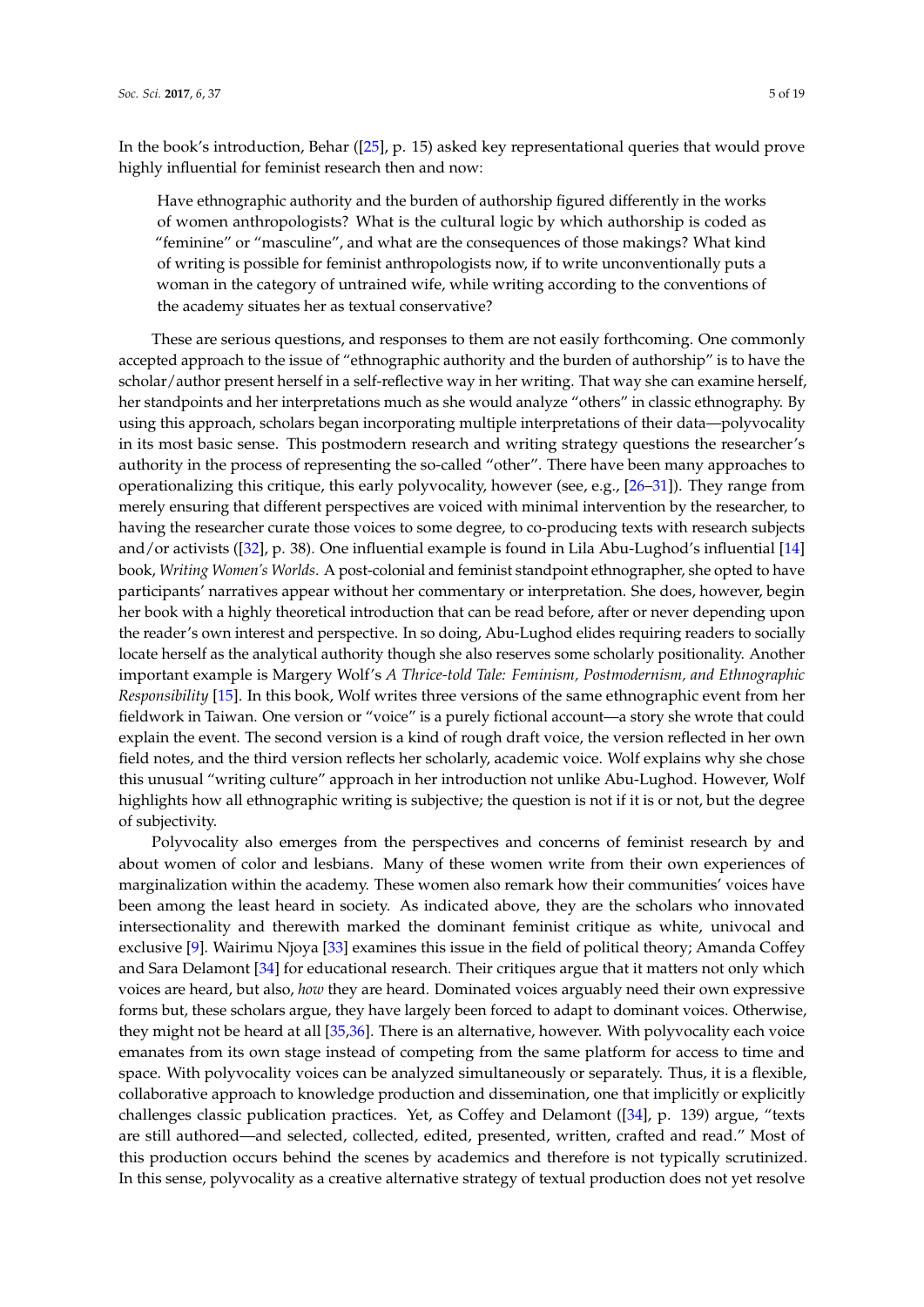In the book's introduction, Behar ([25], p. 15) asked key representational queries that would prove highly influential for feminist research then and now:

> Have ethnographic authority and the burden of authorship figured differently in the works of women anthropologists? What is the cultural logic by which authorship is coded as "feminine" or "masculine", and what are the consequences of those makings? What kind of writing is possible for feminist anthropologists now, if to write unconventionally puts a woman in the category of untrained wife, while writing according to the conventions of the academy situates her as textual conservative?

These are serious questions, and responses to them are not easily forthcoming. One commonly accepted approach to the issue of "ethnographic authority and the burden of authorship" is to have the scholar/author present herself in a self-reflective way in her writing. That way she can examine herself, her standpoints and her interpretations much as she would analyze "others" in classic ethnography. By using this approach, scholars began incorporating multiple interpretations of their data—polyvocality in its most basic sense. This postmodern research and writing strategy questions the researcher's authority in the process of representing the so-called "other". There have been many approaches to operationalizing this critique, this early polyvocality, however (see, e.g., [26–31]). They range from merely ensuring that different perspectives are voiced with minimal intervention by the researcher, to having the researcher curate those voices to some degree, to co-producing texts with research subjects and/or activists ([32], p. 38). One influential example is found in Lila Abu-Lughod's influential [14] book, *Writing Women's Worlds*. A post-colonial and feminist standpoint ethnographer, she opted to have participants' narratives appear without her commentary or interpretation. She does, however, begin her book with a highly theoretical introduction that can be read before, after or never depending upon the reader's own interest and perspective. In so doing, Abu-Lughod elides requiring readers to socially locate herself as the analytical authority though she also reserves some scholarly positionality. Another important example is Margery Wolf's *A Thrice-told Tale: Feminism, Postmodernism, and Ethnographic Responsibility* [15]. In this book, Wolf writes three versions of the same ethnographic event from her fieldwork in Taiwan. One version or "voice" is a purely fictional account—a story she wrote that could explain the event. The second version is a kind of rough draft voice, the version reflected in her own field notes, and the third version reflects her scholarly, academic voice. Wolf explains why she chose this unusual "writing culture" approach in her introduction not unlike Abu-Lughod. However, Wolf highlights how all ethnographic writing is subjective; the question is not if it is or not, but the degree of subjectivity.

Polyvocality also emerges from the perspectives and concerns of feminist research by and about women of color and lesbians. Many of these women write from their own experiences of marginalization within the academy. These women also remark how their communities' voices have been among the least heard in society. As indicated above, they are the scholars who innovated intersectionality and therewith marked the dominant feminist critique as white, univocal and exclusive [9]. Wairimu Njoya [33] examines this issue in the field of political theory; Amanda Coffey and Sara Delamont [34] for educational research. Their critiques argue that it matters not only which voices are heard, but also, *how* they are heard. Dominated voices arguably need their own expressive forms but, these scholars argue, they have largely been forced to adapt to dominant voices. Otherwise, they might not be heard at all [35,36]. There is an alternative, however. With polyvocality each voice emanates from its own stage instead of competing from the same platform for access to time and space. With polyvocality voices can be analyzed simultaneously or separately. Thus, it is a flexible, collaborative approach to knowledge production and dissemination, one that implicitly or explicitly challenges classic publication practices. Yet, as Coffey and Delamont ([34], p. 139) argue, "texts are still authored—and selected, collected, edited, presented, written, crafted and read." Most of this production occurs behind the scenes by academics and therefore is not typically scrutinized. In this sense, polyvocality as a creative alternative strategy of textual production does not yet resolve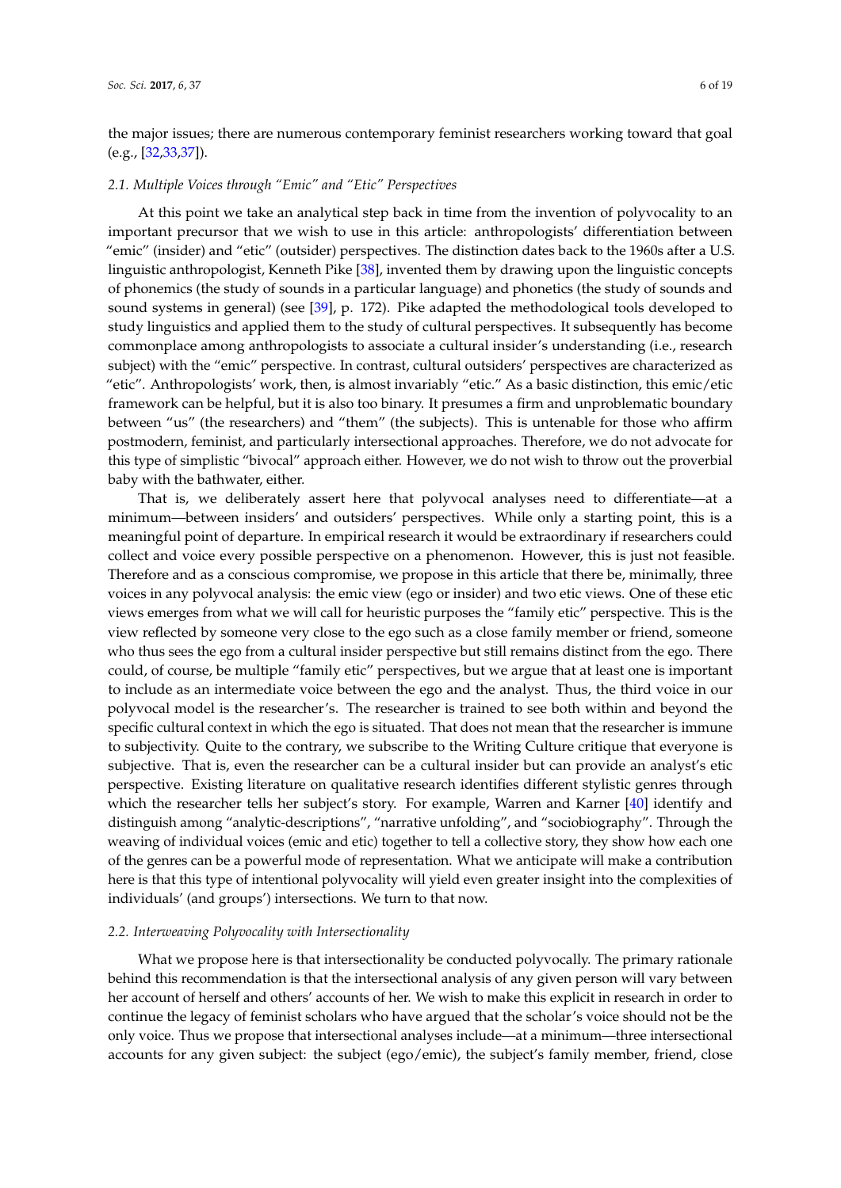the major issues; there are numerous contemporary feminist researchers working toward that goal (e.g., [32,33,37]).

### 2.1. Multiple Voices through "Emic" and "Etic" Perspectives

At this point we take an analytical step back in time from the invention of polyvocality to an important precursor that we wish to use in this article: anthropologists' differentiation between "emic" (insider) and "etic" (outsider) perspectives. The distinction dates back to the 1960s after a U.S. linguistic anthropologist, Kenneth Pike [38], invented them by drawing upon the linguistic concepts of phonemics (the study of sounds in a particular language) and phonetics (the study of sounds and sound systems in general) (see [39], p. 172). Pike adapted the methodological tools developed to study linguistics and applied them to the study of cultural perspectives. It subsequently has become commonplace among anthropologists to associate a cultural insider's understanding (i.e., research subject) with the "emic" perspective. In contrast, cultural outsiders' perspectives are characterized as "etic". Anthropologists' work, then, is almost invariably "etic." As a basic distinction, this emic/etic framework can be helpful, but it is also too binary. It presumes a firm and unproblematic boundary between "us" (the researchers) and "them" (the subjects). This is untenable for those who affirm postmodern, feminist, and particularly intersectional approaches. Therefore, we do not advocate for this type of simplistic "bivocal" approach either. However, we do not wish to throw out the proverbial baby with the bathwater, either.

That is, we deliberately assert here that polyvocal analyses need to differentiate—at a minimum—between insiders' and outsiders' perspectives. While only a starting point, this is a meaningful point of departure. In empirical research it would be extraordinary if researchers could collect and voice every possible perspective on a phenomenon. However, this is just not feasible. Therefore and as a conscious compromise, we propose in this article that there be, minimally, three voices in any polyvocal analysis: the emic view (ego or insider) and two etic views. One of these etic views emerges from what we will call for heuristic purposes the "family etic" perspective. This is the view reflected by someone very close to the ego such as a close family member or friend, someone who thus sees the ego from a cultural insider perspective but still remains distinct from the ego. There could, of course, be multiple "family etic" perspectives, but we argue that at least one is important to include as an intermediate voice between the ego and the analyst. Thus, the third voice in our polyvocal model is the researcher's. The researcher is trained to see both within and beyond the specific cultural context in which the ego is situated. That does not mean that the researcher is immune to subjectivity. Quite to the contrary, we subscribe to the Writing Culture critique that everyone is subjective. That is, even the researcher can be a cultural insider but can provide an analyst's etic perspective. Existing literature on qualitative research identifies different stylistic genres through which the researcher tells her subject's story. For example, Warren and Karner [40] identify and distinguish among "analytic-descriptions", "narrative unfolding", and "sociobiography". Through the weaving of individual voices (emic and etic) together to tell a collective story, they show how each one of the genres can be a powerful mode of representation. What we anticipate will make a contribution here is that this type of intentional polyvocality will yield even greater insight into the complexities of individuals' (and groups') intersections. We turn to that now.

### 2.2. Interweaving Polyvocality with Intersectionality

What we propose here is that intersectionality be conducted polyvocally. The primary rationale behind this recommendation is that the intersectional analysis of any given person will vary between her account of herself and others' accounts of her. We wish to make this explicit in research in order to continue the legacy of feminist scholars who have argued that the scholar's voice should not be the only voice. Thus we propose that intersectional analyses include—at a minimum—three intersectional accounts for any given subject: the subject (ego/emic), the subject's family member, friend, close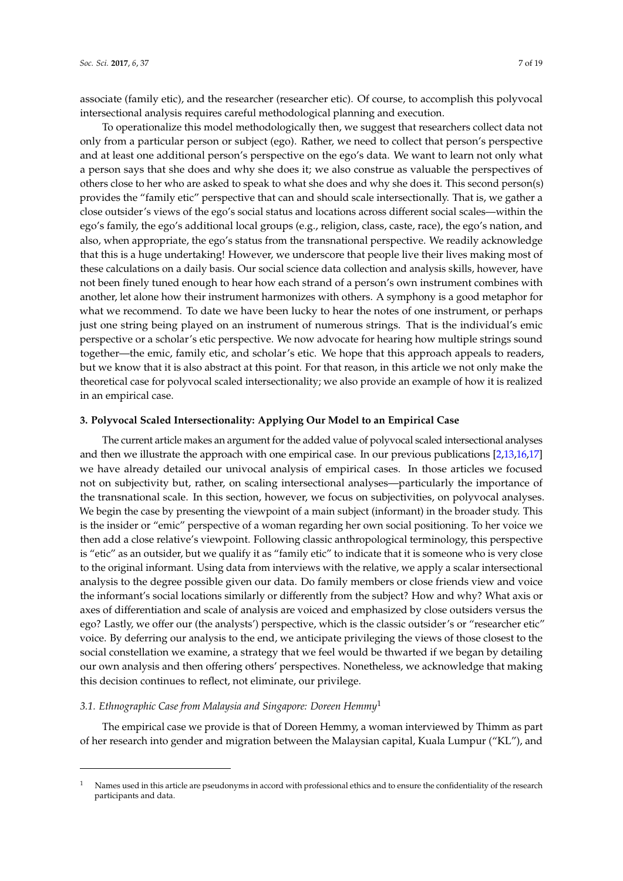associate (family etic), and the researcher (researcher etic). Of course, to accomplish this polyvocal intersectional analysis requires careful methodological planning and execution.

To operationalize this model methodologically then, we suggest that researchers collect data not only from a particular person or subject (ego). Rather, we need to collect that person's perspective and at least one additional person's perspective on the ego's data. We want to learn not only what a person says that she does and why she does it; we also construe as valuable the perspectives of others close to her who are asked to speak to what she does and why she does it. This second person(s) provides the "family etic" perspective that can and should scale intersectionally. That is, we gather a close outsider's views of the ego's social status and locations across different social scales—within the ego's family, the ego's additional local groups (e.g., religion, class, caste, race), the ego's nation, and also, when appropriate, the ego's status from the transnational perspective. We readily acknowledge that this is a huge undertaking! However, we underscore that people live their lives making most of these calculations on a daily basis. Our social science data collection and analysis skills, however, have not been finely tuned enough to hear how each strand of a person's own instrument combines with another, let alone how their instrument harmonizes with others. A symphony is a good metaphor for what we recommend. To date we have been lucky to hear the notes of one instrument, or perhaps just one string being played on an instrument of numerous strings. That is the individual's emic perspective or a scholar's etic perspective. We now advocate for hearing how multiple strings sound together—the emic, family etic, and scholar's etic. We hope that this approach appeals to readers, but we know that it is also abstract at this point. For that reason, in this article we not only make the theoretical case for polyvocal scaled intersectionality; we also provide an example of how it is realized in an empirical case.

## 3. Polyvocal Scaled Intersectionality: Applying Our Model to an Empirical Case

The current article makes an argument for the added value of polyvocal scaled intersectional analyses and then we illustrate the approach with one empirical case. In our previous publications [2,13,16,17] we have already detailed our univocal analysis of empirical cases. In those articles we focused not on subjectivity but, rather, on scaling intersectional analyses—particularly the importance of the transnational scale. In this section, however, we focus on subjectivities, on polyvocal analyses. We begin the case by presenting the viewpoint of a main subject (informant) in the broader study. This is the insider or "emic" perspective of a woman regarding her own social positioning. To her voice we then add a close relative's viewpoint. Following classic anthropological terminology, this perspective is "etic" as an outsider, but we qualify it as "family etic" to indicate that it is someone who is very close to the original informant. Using data from interviews with the relative, we apply a scalar intersectional analysis to the degree possible given our data. Do family members or close friends view and voice the informant's social locations similarly or differently from the subject? How and why? What axis or axes of differentiation and scale of analysis are voiced and emphasized by close outsiders versus the ego? Lastly, we offer our (the analysts') perspective, which is the classic outsider's or "researcher etic" voice. By deferring our analysis to the end, we anticipate privileging the views of those closest to the social constellation we examine, a strategy that we feel would be thwarted if we began by detailing our own analysis and then offering others' perspectives. Nonetheless, we acknowledge that making this decision continues to reflect, not eliminate, our privilege.

### *3.1. Ethnographic Case from Malaysia and Singapore: Doreen Hemmy*[1]

The empirical case we provide is that of Doreen Hemmy, a woman interviewed by Thimm as part of her research into gender and migration between the Malaysian capital, Kuala Lumpur ("KL"), and

[1] Names used in this article are pseudonyms in accord with professional ethics and to ensure the confidentiality of the research participants and data.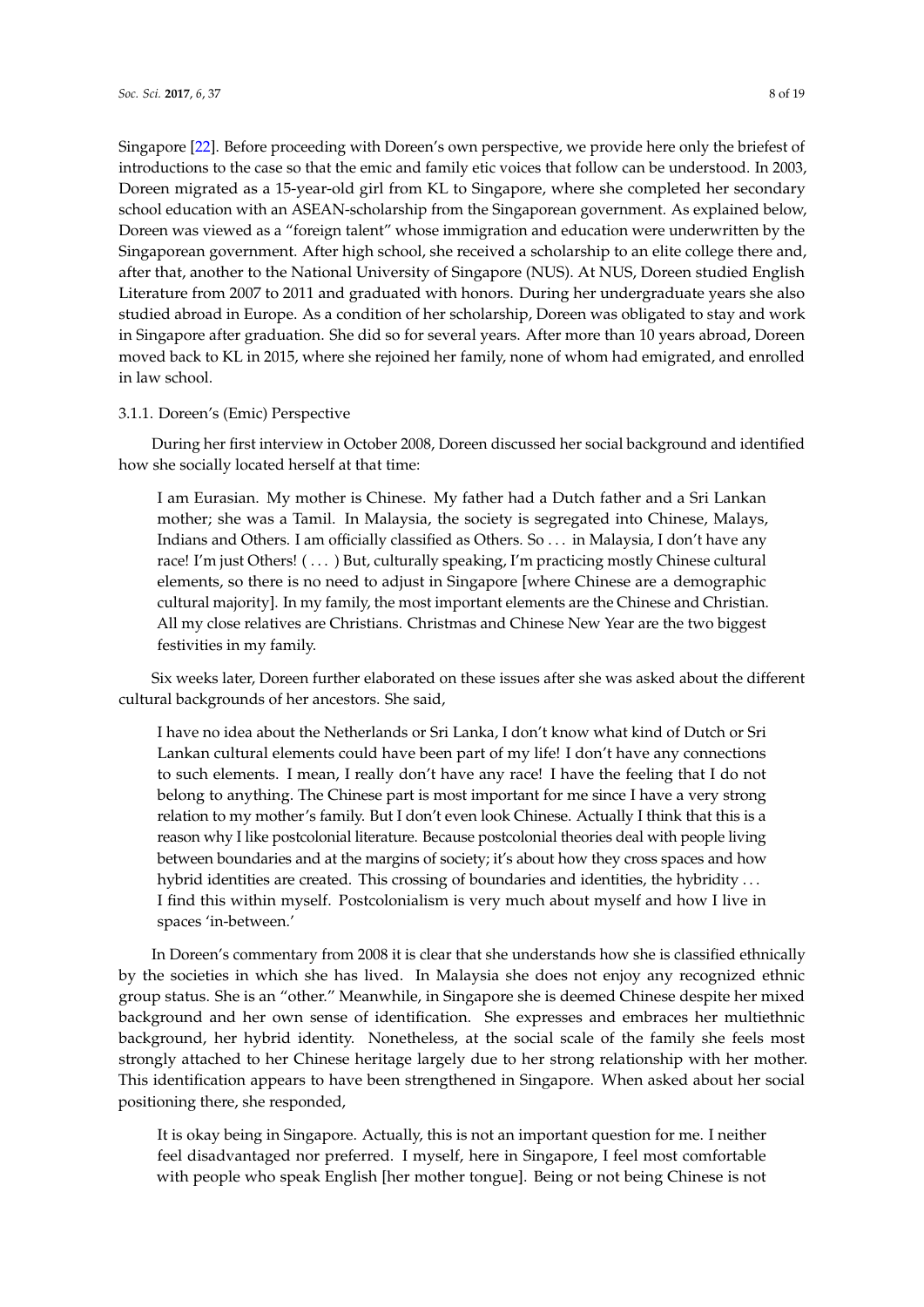Singapore [22]. Before proceeding with Doreen's own perspective, we provide here only the briefest of introductions to the case so that the emic and family etic voices that follow can be understood. In 2003, Doreen migrated as a 15-year-old girl from KL to Singapore, where she completed her secondary school education with an ASEAN-scholarship from the Singaporean government. As explained below, Doreen was viewed as a "foreign talent" whose immigration and education were underwritten by the Singaporean government. After high school, she received a scholarship to an elite college there and, after that, another to the National University of Singapore (NUS). At NUS, Doreen studied English Literature from 2007 to 2011 and graduated with honors. During her undergraduate years she also studied abroad in Europe. As a condition of her scholarship, Doreen was obligated to stay and work in Singapore after graduation. She did so for several years. After more than 10 years abroad, Doreen moved back to KL in 2015, where she rejoined her family, none of whom had emigrated, and enrolled in law school.

#### 3.1.1. Doreen's (Emic) Perspective

During her first interview in October 2008, Doreen discussed her social background and identified how she socially located herself at that time:

> I am Eurasian. My mother is Chinese. My father had a Dutch father and a Sri Lankan mother; she was a Tamil. In Malaysia, the society is segregated into Chinese, Malays, Indians and Others. I am officially classified as Others. So ... in Malaysia, I don't have any race! I'm just Others! ( ... ) But, culturally speaking, I'm practicing mostly Chinese cultural elements, so there is no need to adjust in Singapore [where Chinese are a demographic cultural majority]. In my family, the most important elements are the Chinese and Christian. All my close relatives are Christians. Christmas and Chinese New Year are the two biggest festivities in my family.

Six weeks later, Doreen further elaborated on these issues after she was asked about the different cultural backgrounds of her ancestors. She said,

> I have no idea about the Netherlands or Sri Lanka, I don't know what kind of Dutch or Sri Lankan cultural elements could have been part of my life! I don't have any connections to such elements. I mean, I really don't have any race! I have the feeling that I do not belong to anything. The Chinese part is most important for me since I have a very strong relation to my mother's family. But I don't even look Chinese. Actually I think that this is a reason why I like postcolonial literature. Because postcolonial theories deal with people living between boundaries and at the margins of society; it's about how they cross spaces and how hybrid identities are created. This crossing of boundaries and identities, the hybridity ... I find this within myself. Postcolonialism is very much about myself and how I live in spaces 'in-between.'

In Doreen's commentary from 2008 it is clear that she understands how she is classified ethnically by the societies in which she has lived. In Malaysia she does not enjoy any recognized ethnic group status. She is an "other." Meanwhile, in Singapore she is deemed Chinese despite her mixed background and her own sense of identification. She expresses and embraces her multiethnic background, her hybrid identity. Nonetheless, at the social scale of the family she feels most strongly attached to her Chinese heritage largely due to her strong relationship with her mother. This identification appears to have been strengthened in Singapore. When asked about her social positioning there, she responded,

> It is okay being in Singapore. Actually, this is not an important question for me. I neither feel disadvantaged nor preferred. I myself, here in Singapore, I feel most comfortable with people who speak English [her mother tongue]. Being or not being Chinese is not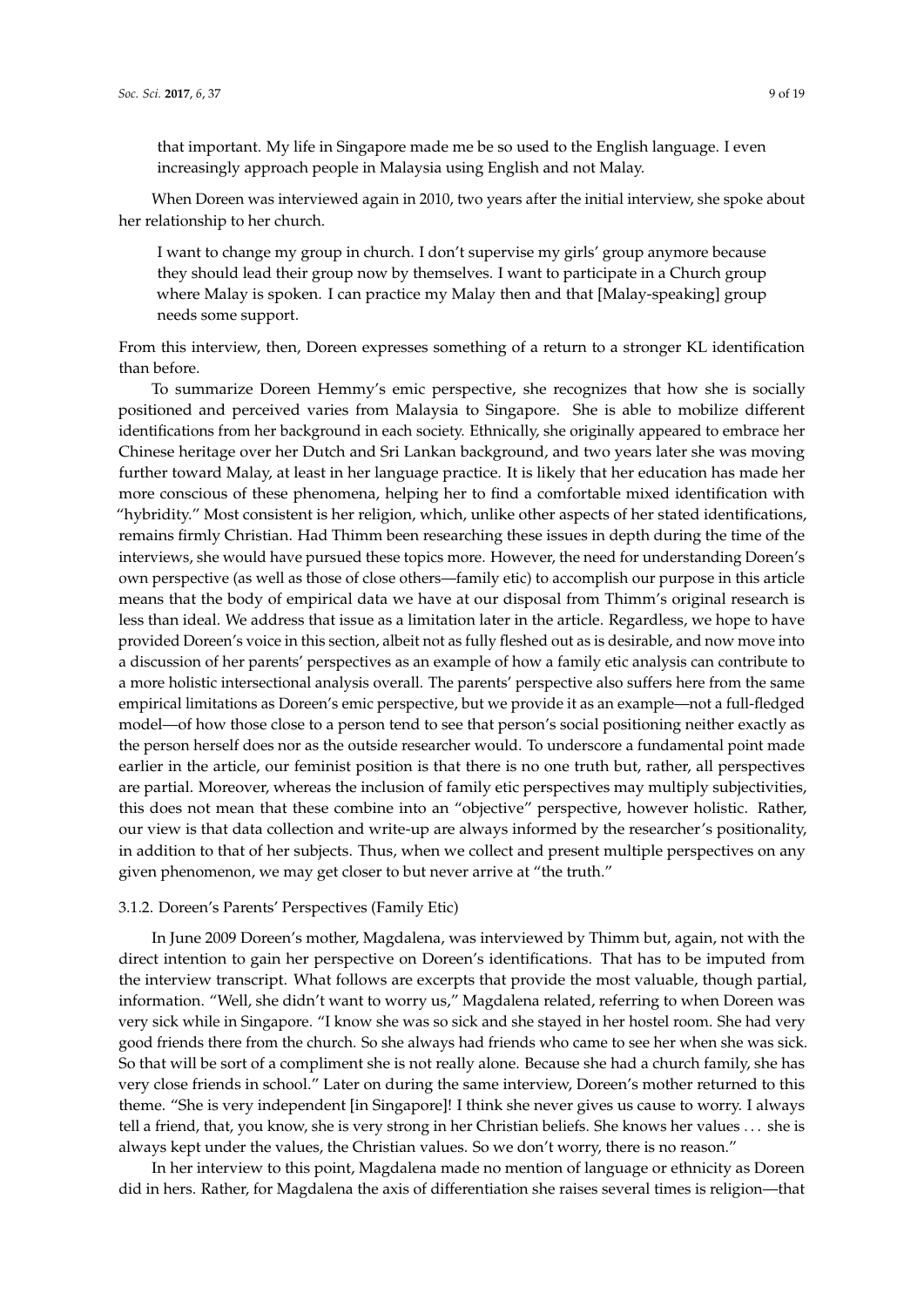> that important. My life in Singapore made me be so used to the English language. I even increasingly approach people in Malaysia using English and not Malay.

When Doreen was interviewed again in 2010, two years after the initial interview, she spoke about her relationship to her church.

> I want to change my group in church. I don't supervise my girls' group anymore because they should lead their group now by themselves. I want to participate in a Church group where Malay is spoken. I can practice my Malay then and that [Malay-speaking] group needs some support.

From this interview, then, Doreen expresses something of a return to a stronger KL identification than before.

To summarize Doreen Hemmy's emic perspective, she recognizes that how she is socially positioned and perceived varies from Malaysia to Singapore. She is able to mobilize different identifications from her background in each society. Ethnically, she originally appeared to embrace her Chinese heritage over her Dutch and Sri Lankan background, and two years later she was moving further toward Malay, at least in her language practice. It is likely that her education has made her more conscious of these phenomena, helping her to find a comfortable mixed identification with "hybridity." Most consistent is her religion, which, unlike other aspects of her stated identifications, remains firmly Christian. Had Thimm been researching these issues in depth during the time of the interviews, she would have pursued these topics more. However, the need for understanding Doreen's own perspective (as well as those of close others—family etic) to accomplish our purpose in this article means that the body of empirical data we have at our disposal from Thimm's original research is less than ideal. We address that issue as a limitation later in the article. Regardless, we hope to have provided Doreen's voice in this section, albeit not as fully fleshed out as is desirable, and now move into a discussion of her parents' perspectives as an example of how a family etic analysis can contribute to a more holistic intersectional analysis overall. The parents' perspective also suffers here from the same empirical limitations as Doreen's emic perspective, but we provide it as an example—not a full-fledged model—of how those close to a person tend to see that person's social positioning neither exactly as the person herself does nor as the outside researcher would. To underscore a fundamental point made earlier in the article, our feminist position is that there is no one truth but, rather, all perspectives are partial. Moreover, whereas the inclusion of family etic perspectives may multiply subjectivities, this does not mean that these combine into an "objective" perspective, however holistic. Rather, our view is that data collection and write-up are always informed by the researcher's positionality, in addition to that of her subjects. Thus, when we collect and present multiple perspectives on any given phenomenon, we may get closer to but never arrive at "the truth."

### 3.1.2. Doreen's Parents' Perspectives (Family Etic)

In June 2009 Doreen's mother, Magdalena, was interviewed by Thimm but, again, not with the direct intention to gain her perspective on Doreen's identifications. That has to be imputed from the interview transcript. What follows are excerpts that provide the most valuable, though partial, information. "Well, she didn't want to worry us," Magdalena related, referring to when Doreen was very sick while in Singapore. "I know she was so sick and she stayed in her hostel room. She had very good friends there from the church. So she always had friends who came to see her when she was sick. So that will be sort of a compliment she is not really alone. Because she had a church family, she has very close friends in school." Later on during the same interview, Doreen's mother returned to this theme. "She is very independent [in Singapore]! I think she never gives us cause to worry. I always tell a friend, that, you know, she is very strong in her Christian beliefs. She knows her values ... she is always kept under the values, the Christian values. So we don't worry, there is no reason."

In her interview to this point, Magdalena made no mention of language or ethnicity as Doreen did in hers. Rather, for Magdalena the axis of differentiation she raises several times is religion—that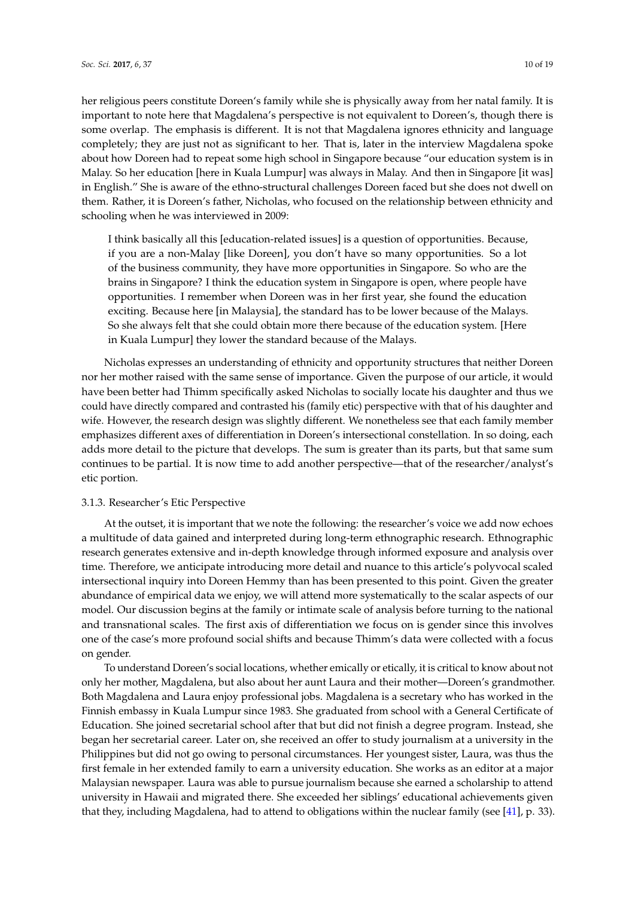her religious peers constitute Doreen's family while she is physically away from her natal family. It is important to note here that Magdalena's perspective is not equivalent to Doreen's, though there is some overlap. The emphasis is different. It is not that Magdalena ignores ethnicity and language completely; they are just not as significant to her. That is, later in the interview Magdalena spoke about how Doreen had to repeat some high school in Singapore because "our education system is in Malay. So her education [here in Kuala Lumpur] was always in Malay. And then in Singapore [it was] in English." She is aware of the ethno-structural challenges Doreen faced but she does not dwell on them. Rather, it is Doreen's father, Nicholas, who focused on the relationship between ethnicity and schooling when he was interviewed in 2009:

> I think basically all this [education-related issues] is a question of opportunities. Because, if you are a non-Malay [like Doreen], you don't have so many opportunities. So a lot of the business community, they have more opportunities in Singapore. So who are the brains in Singapore? I think the education system in Singapore is open, where people have opportunities. I remember when Doreen was in her first year, she found the education exciting. Because here [in Malaysia], the standard has to be lower because of the Malays. So she always felt that she could obtain more there because of the education system. [Here in Kuala Lumpur] they lower the standard because of the Malays.

Nicholas expresses an understanding of ethnicity and opportunity structures that neither Doreen nor her mother raised with the same sense of importance. Given the purpose of our article, it would have been better had Thimm specifically asked Nicholas to socially locate his daughter and thus we could have directly compared and contrasted his (family etic) perspective with that of his daughter and wife. However, the research design was slightly different. We nonetheless see that each family member emphasizes different axes of differentiation in Doreen's intersectional constellation. In so doing, each adds more detail to the picture that develops. The sum is greater than its parts, but that same sum continues to be partial. It is now time to add another perspective—that of the researcher/analyst's etic portion.

#### 3.1.3. Researcher's Etic Perspective

At the outset, it is important that we note the following: the researcher's voice we add now echoes a multitude of data gained and interpreted during long-term ethnographic research. Ethnographic research generates extensive and in-depth knowledge through informed exposure and analysis over time. Therefore, we anticipate introducing more detail and nuance to this article's polyvocal scaled intersectional inquiry into Doreen Hemmy than has been presented to this point. Given the greater abundance of empirical data we enjoy, we will attend more systematically to the scalar aspects of our model. Our discussion begins at the family or intimate scale of analysis before turning to the national and transnational scales. The first axis of differentiation we focus on is gender since this involves one of the case's more profound social shifts and because Thimm's data were collected with a focus on gender.

To understand Doreen's social locations, whether emically or etically, it is critical to know about not only her mother, Magdalena, but also about her aunt Laura and their mother—Doreen's grandmother. Both Magdalena and Laura enjoy professional jobs. Magdalena is a secretary who has worked in the Finnish embassy in Kuala Lumpur since 1983. She graduated from school with a General Certificate of Education. She joined secretarial school after that but did not finish a degree program. Instead, she began her secretarial career. Later on, she received an offer to study journalism at a university in the Philippines but did not go owing to personal circumstances. Her youngest sister, Laura, was thus the first female in her extended family to earn a university education. She works as an editor at a major Malaysian newspaper. Laura was able to pursue journalism because she earned a scholarship to attend university in Hawaii and migrated there. She exceeded her siblings' educational achievements given that they, including Magdalena, had to attend to obligations within the nuclear family (see [41], p. 33).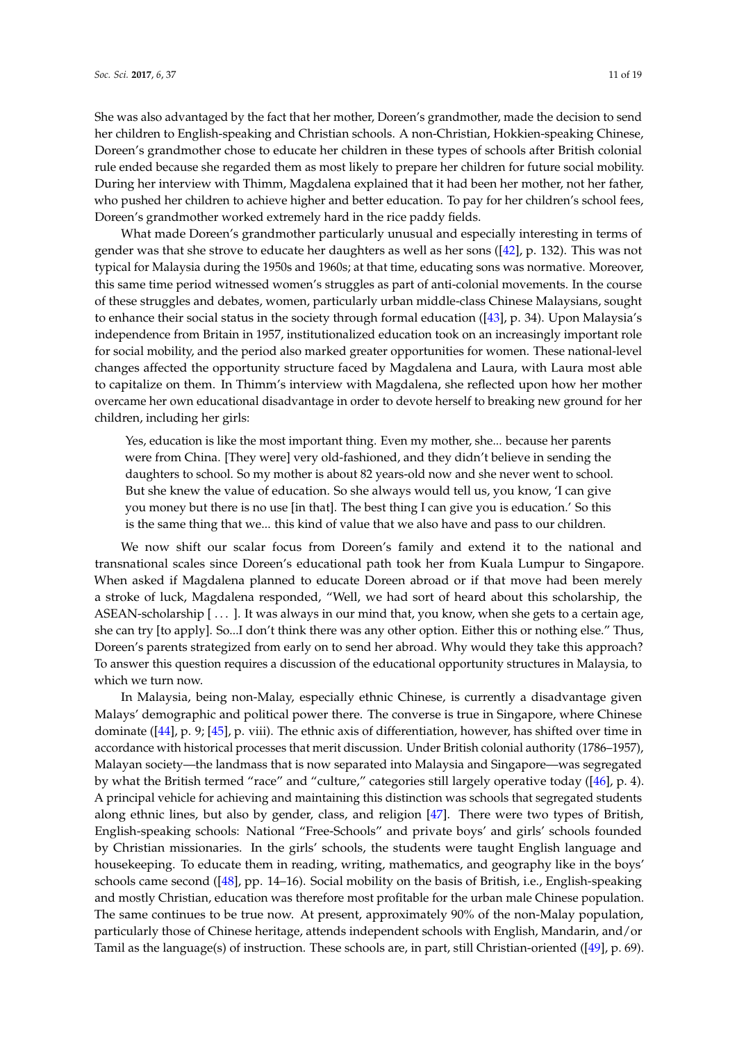She was also advantaged by the fact that her mother, Doreen's grandmother, made the decision to send her children to English-speaking and Christian schools. A non-Christian, Hokkien-speaking Chinese, Doreen's grandmother chose to educate her children in these types of schools after British colonial rule ended because she regarded them as most likely to prepare her children for future social mobility. During her interview with Thimm, Magdalena explained that it had been her mother, not her father, who pushed her children to achieve higher and better education. To pay for her children's school fees, Doreen's grandmother worked extremely hard in the rice paddy fields.

What made Doreen's grandmother particularly unusual and especially interesting in terms of gender was that she strove to educate her daughters as well as her sons ([42], p. 132). This was not typical for Malaysia during the 1950s and 1960s; at that time, educating sons was normative. Moreover, this same time period witnessed women's struggles as part of anti-colonial movements. In the course of these struggles and debates, women, particularly urban middle-class Chinese Malaysians, sought to enhance their social status in the society through formal education ([43], p. 34). Upon Malaysia's independence from Britain in 1957, institutionalized education took on an increasingly important role for social mobility, and the period also marked greater opportunities for women. These national-level changes affected the opportunity structure faced by Magdalena and Laura, with Laura most able to capitalize on them. In Thimm's interview with Magdalena, she reflected upon how her mother overcame her own educational disadvantage in order to devote herself to breaking new ground for her children, including her girls:

> Yes, education is like the most important thing. Even my mother, she... because her parents were from China. [They were] very old-fashioned, and they didn't believe in sending the daughters to school. So my mother is about 82 years-old now and she never went to school. But she knew the value of education. So she always would tell us, you know, 'I can give you money but there is no use [in that]. The best thing I can give you is education.' So this is the same thing that we... this kind of value that we also have and pass to our children.

We now shift our scalar focus from Doreen's family and extend it to the national and transnational scales since Doreen's educational path took her from Kuala Lumpur to Singapore. When asked if Magdalena planned to educate Doreen abroad or if that move had been merely a stroke of luck, Magdalena responded, "Well, we had sort of heard about this scholarship, the ASEAN-scholarship [ ... ]. It was always in our mind that, you know, when she gets to a certain age, she can try [to apply]. So...I don't think there was any other option. Either this or nothing else." Thus, Doreen's parents strategized from early on to send her abroad. Why would they take this approach? To answer this question requires a discussion of the educational opportunity structures in Malaysia, to which we turn now.

In Malaysia, being non-Malay, especially ethnic Chinese, is currently a disadvantage given Malays' demographic and political power there. The converse is true in Singapore, where Chinese dominate ([44], p. 9; [45], p. viii). The ethnic axis of differentiation, however, has shifted over time in accordance with historical processes that merit discussion. Under British colonial authority (1786–1957), Malayan society—the landmass that is now separated into Malaysia and Singapore—was segregated by what the British termed "race" and "culture," categories still largely operative today ([46], p. 4). A principal vehicle for achieving and maintaining this distinction was schools that segregated students along ethnic lines, but also by gender, class, and religion [47]. There were two types of British, English-speaking schools: National "Free-Schools" and private boys' and girls' schools founded by Christian missionaries. In the girls' schools, the students were taught English language and housekeeping. To educate them in reading, writing, mathematics, and geography like in the boys' schools came second ([48], pp. 14–16). Social mobility on the basis of British, i.e., English-speaking and mostly Christian, education was therefore most profitable for the urban male Chinese population. The same continues to be true now. At present, approximately 90% of the non-Malay population, particularly those of Chinese heritage, attends independent schools with English, Mandarin, and/or Tamil as the language(s) of instruction. These schools are, in part, still Christian-oriented ([49], p. 69).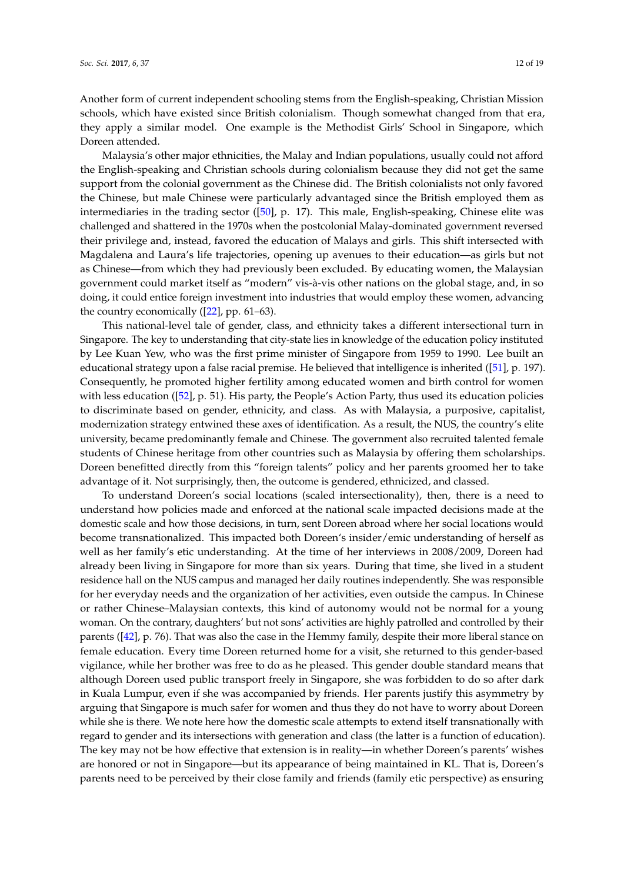Another form of current independent schooling stems from the English-speaking, Christian Mission schools, which have existed since British colonialism. Though somewhat changed from that era, they apply a similar model. One example is the Methodist Girls' School in Singapore, which Doreen attended.

Malaysia's other major ethnicities, the Malay and Indian populations, usually could not afford the English-speaking and Christian schools during colonialism because they did not get the same support from the colonial government as the Chinese did. The British colonialists not only favored the Chinese, but male Chinese were particularly advantaged since the British employed them as intermediaries in the trading sector ([50], p. 17). This male, English-speaking, Chinese elite was challenged and shattered in the 1970s when the postcolonial Malay-dominated government reversed their privilege and, instead, favored the education of Malays and girls. This shift intersected with Magdalena and Laura's life trajectories, opening up avenues to their education—as girls but not as Chinese—from which they had previously been excluded. By educating women, the Malaysian government could market itself as "modern" vis-à-vis other nations on the global stage, and, in so doing, it could entice foreign investment into industries that would employ these women, advancing the country economically ([22], pp. 61–63).

This national-level tale of gender, class, and ethnicity takes a different intersectional turn in Singapore. The key to understanding that city-state lies in knowledge of the education policy instituted by Lee Kuan Yew, who was the first prime minister of Singapore from 1959 to 1990. Lee built an educational strategy upon a false racial premise. He believed that intelligence is inherited ([51], p. 197). Consequently, he promoted higher fertility among educated women and birth control for women with less education ([52], p. 51). His party, the People's Action Party, thus used its education policies to discriminate based on gender, ethnicity, and class. As with Malaysia, a purposive, capitalist, modernization strategy entwined these axes of identification. As a result, the NUS, the country's elite university, became predominantly female and Chinese. The government also recruited talented female students of Chinese heritage from other countries such as Malaysia by offering them scholarships. Doreen benefitted directly from this "foreign talents" policy and her parents groomed her to take advantage of it. Not surprisingly, then, the outcome is gendered, ethnicized, and classed.

To understand Doreen's social locations (scaled intersectionality), then, there is a need to understand how policies made and enforced at the national scale impacted decisions made at the domestic scale and how those decisions, in turn, sent Doreen abroad where her social locations would become transnationalized. This impacted both Doreen's insider/emic understanding of herself as well as her family's etic understanding. At the time of her interviews in 2008/2009, Doreen had already been living in Singapore for more than six years. During that time, she lived in a student residence hall on the NUS campus and managed her daily routines independently. She was responsible for her everyday needs and the organization of her activities, even outside the campus. In Chinese or rather Chinese–Malaysian contexts, this kind of autonomy would not be normal for a young woman. On the contrary, daughters' but not sons' activities are highly patrolled and controlled by their parents ([42], p. 76). That was also the case in the Hemmy family, despite their more liberal stance on female education. Every time Doreen returned home for a visit, she returned to this gender-based vigilance, while her brother was free to do as he pleased. This gender double standard means that although Doreen used public transport freely in Singapore, she was forbidden to do so after dark in Kuala Lumpur, even if she was accompanied by friends. Her parents justify this asymmetry by arguing that Singapore is much safer for women and thus they do not have to worry about Doreen while she is there. We note here how the domestic scale attempts to extend itself transnationally with regard to gender and its intersections with generation and class (the latter is a function of education). The key may not be how effective that extension is in reality—in whether Doreen's parents' wishes are honored or not in Singapore—but its appearance of being maintained in KL. That is, Doreen's parents need to be perceived by their close family and friends (family etic perspective) as ensuring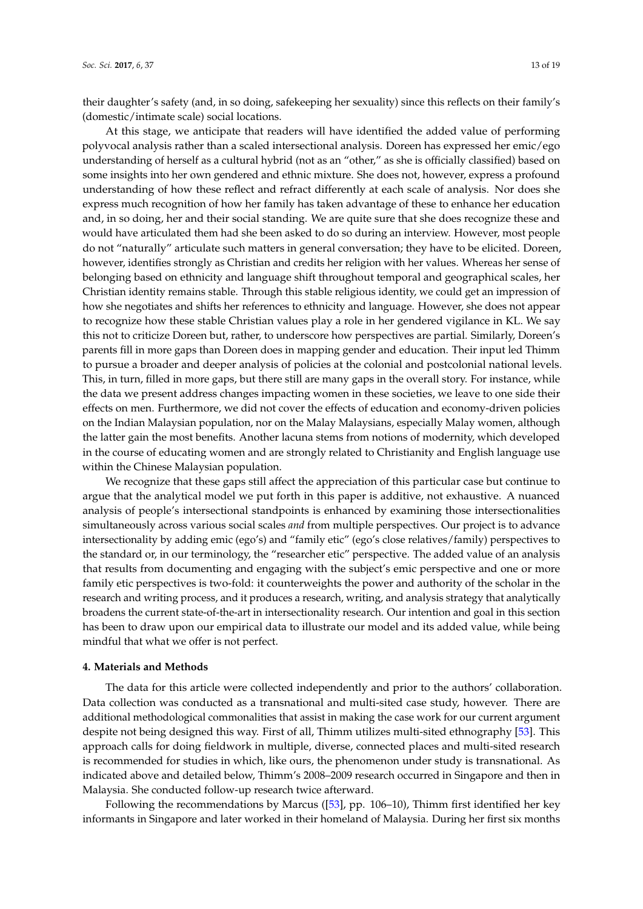their daughter's safety (and, in so doing, safekeeping her sexuality) since this reflects on their family's (domestic/intimate scale) social locations.

At this stage, we anticipate that readers will have identified the added value of performing polyvocal analysis rather than a scaled intersectional analysis. Doreen has expressed her emic/ego understanding of herself as a cultural hybrid (not as an "other," as she is officially classified) based on some insights into her own gendered and ethnic mixture. She does not, however, express a profound understanding of how these reflect and refract differently at each scale of analysis. Nor does she express much recognition of how her family has taken advantage of these to enhance her education and, in so doing, her and their social standing. We are quite sure that she does recognize these and would have articulated them had she been asked to do so during an interview. However, most people do not "naturally" articulate such matters in general conversation; they have to be elicited. Doreen, however, identifies strongly as Christian and credits her religion with her values. Whereas her sense of belonging based on ethnicity and language shift throughout temporal and geographical scales, her Christian identity remains stable. Through this stable religious identity, we could get an impression of how she negotiates and shifts her references to ethnicity and language. However, she does not appear to recognize how these stable Christian values play a role in her gendered vigilance in KL. We say this not to criticize Doreen but, rather, to underscore how perspectives are partial. Similarly, Doreen's parents fill in more gaps than Doreen does in mapping gender and education. Their input led Thimm to pursue a broader and deeper analysis of policies at the colonial and postcolonial national levels. This, in turn, filled in more gaps, but there still are many gaps in the overall story. For instance, while the data we present address changes impacting women in these societies, we leave to one side their effects on men. Furthermore, we did not cover the effects of education and economy-driven policies on the Indian Malaysian population, nor on the Malay Malaysians, especially Malay women, although the latter gain the most benefits. Another lacuna stems from notions of modernity, which developed in the course of educating women and are strongly related to Christianity and English language use within the Chinese Malaysian population.

We recognize that these gaps still affect the appreciation of this particular case but continue to argue that the analytical model we put forth in this paper is additive, not exhaustive. A nuanced analysis of people's intersectional standpoints is enhanced by examining those intersectionalities simultaneously across various social scales *and* from multiple perspectives. Our project is to advance intersectionality by adding emic (ego's) and "family etic" (ego's close relatives/family) perspectives to the standard or, in our terminology, the "researcher etic" perspective. The added value of an analysis that results from documenting and engaging with the subject's emic perspective and one or more family etic perspectives is two-fold: it counterweights the power and authority of the scholar in the research and writing process, and it produces a research, writing, and analysis strategy that analytically broadens the current state-of-the-art in intersectionality research. Our intention and goal in this section has been to draw upon our empirical data to illustrate our model and its added value, while being mindful that what we offer is not perfect.

## 4. Materials and Methods

The data for this article were collected independently and prior to the authors' collaboration. Data collection was conducted as a transnational and multi-sited case study, however. There are additional methodological commonalities that assist in making the case work for our current argument despite not being designed this way. First of all, Thimm utilizes multi-sited ethnography [53]. This approach calls for doing fieldwork in multiple, diverse, connected places and multi-sited research is recommended for studies in which, like ours, the phenomenon under study is transnational. As indicated above and detailed below, Thimm's 2008–2009 research occurred in Singapore and then in Malaysia. She conducted follow-up research twice afterward.

Following the recommendations by Marcus ([53], pp. 106–10), Thimm first identified her key informants in Singapore and later worked in their homeland of Malaysia. During her first six months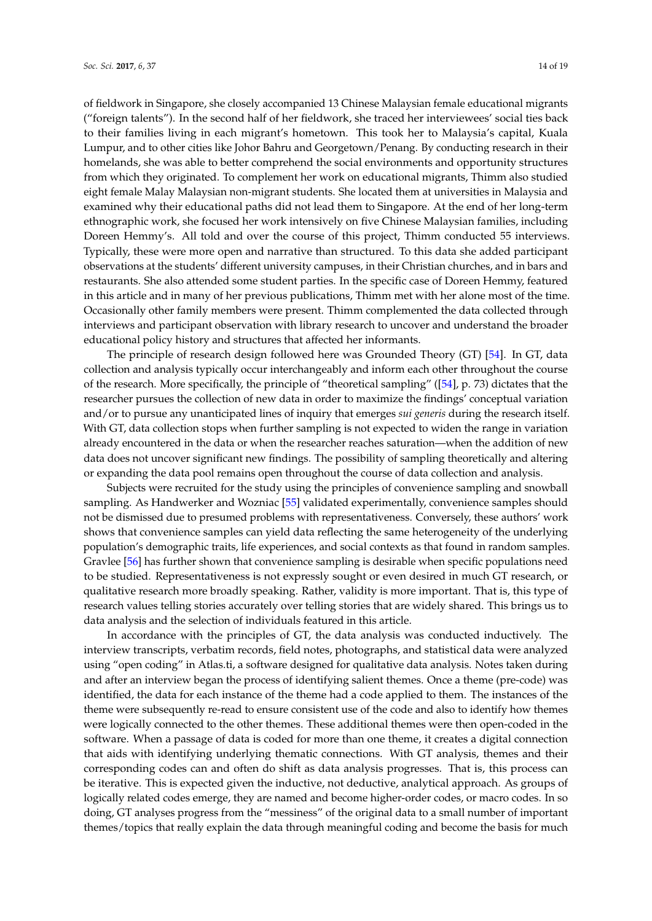of fieldwork in Singapore, she closely accompanied 13 Chinese Malaysian female educational migrants ("foreign talents"). In the second half of her fieldwork, she traced her interviewees' social ties back to their families living in each migrant's hometown. This took her to Malaysia's capital, Kuala Lumpur, and to other cities like Johor Bahru and Georgetown/Penang. By conducting research in their homelands, she was able to better comprehend the social environments and opportunity structures from which they originated. To complement her work on educational migrants, Thimm also studied eight female Malay Malaysian non-migrant students. She located them at universities in Malaysia and examined why their educational paths did not lead them to Singapore. At the end of her long-term ethnographic work, she focused her work intensively on five Chinese Malaysian families, including Doreen Hemmy's. All told and over the course of this project, Thimm conducted 55 interviews. Typically, these were more open and narrative than structured. To this data she added participant observations at the students' different university campuses, in their Christian churches, and in bars and restaurants. She also attended some student parties. In the specific case of Doreen Hemmy, featured in this article and in many of her previous publications, Thimm met with her alone most of the time. Occasionally other family members were present. Thimm complemented the data collected through interviews and participant observation with library research to uncover and understand the broader educational policy history and structures that affected her informants.

The principle of research design followed here was Grounded Theory (GT) [54]. In GT, data collection and analysis typically occur interchangeably and inform each other throughout the course of the research. More specifically, the principle of "theoretical sampling" ([54], p. 73) dictates that the researcher pursues the collection of new data in order to maximize the findings' conceptual variation and/or to pursue any unanticipated lines of inquiry that emerges *sui generis* during the research itself. With GT, data collection stops when further sampling is not expected to widen the range in variation already encountered in the data or when the researcher reaches saturation—when the addition of new data does not uncover significant new findings. The possibility of sampling theoretically and altering or expanding the data pool remains open throughout the course of data collection and analysis.

Subjects were recruited for the study using the principles of convenience sampling and snowball sampling. As Handwerker and Wozniac [55] validated experimentally, convenience samples should not be dismissed due to presumed problems with representativeness. Conversely, these authors' work shows that convenience samples can yield data reflecting the same heterogeneity of the underlying population's demographic traits, life experiences, and social contexts as that found in random samples. Gravlee [56] has further shown that convenience sampling is desirable when specific populations need to be studied. Representativeness is not expressly sought or even desired in much GT research, or qualitative research more broadly speaking. Rather, validity is more important. That is, this type of research values telling stories accurately over telling stories that are widely shared. This brings us to data analysis and the selection of individuals featured in this article.

In accordance with the principles of GT, the data analysis was conducted inductively. The interview transcripts, verbatim records, field notes, photographs, and statistical data were analyzed using "open coding" in Atlas.ti, a software designed for qualitative data analysis. Notes taken during and after an interview began the process of identifying salient themes. Once a theme (pre-code) was identified, the data for each instance of the theme had a code applied to them. The instances of the theme were subsequently re-read to ensure consistent use of the code and also to identify how themes were logically connected to the other themes. These additional themes were then open-coded in the software. When a passage of data is coded for more than one theme, it creates a digital connection that aids with identifying underlying thematic connections. With GT analysis, themes and their corresponding codes can and often do shift as data analysis progresses. That is, this process can be iterative. This is expected given the inductive, not deductive, analytical approach. As groups of logically related codes emerge, they are named and become higher-order codes, or macro codes. In so doing, GT analyses progress from the "messiness" of the original data to a small number of important themes/topics that really explain the data through meaningful coding and become the basis for much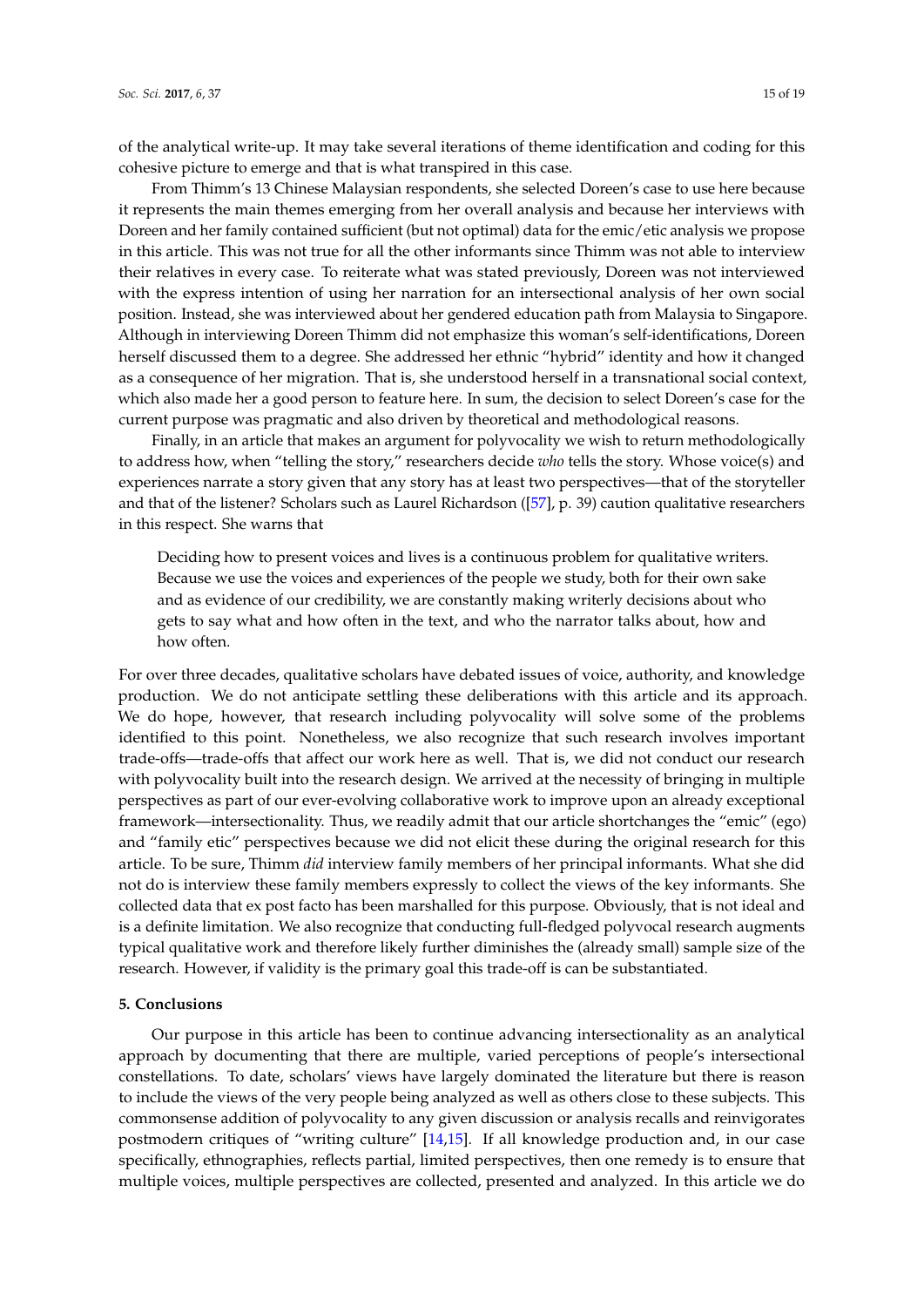of the analytical write-up. It may take several iterations of theme identification and coding for this cohesive picture to emerge and that is what transpired in this case.

From Thimm's 13 Chinese Malaysian respondents, she selected Doreen's case to use here because it represents the main themes emerging from her overall analysis and because her interviews with Doreen and her family contained sufficient (but not optimal) data for the emic/etic analysis we propose in this article. This was not true for all the other informants since Thimm was not able to interview their relatives in every case. To reiterate what was stated previously, Doreen was not interviewed with the express intention of using her narration for an intersectional analysis of her own social position. Instead, she was interviewed about her gendered education path from Malaysia to Singapore. Although in interviewing Doreen Thimm did not emphasize this woman's self-identifications, Doreen herself discussed them to a degree. She addressed her ethnic "hybrid" identity and how it changed as a consequence of her migration. That is, she understood herself in a transnational social context, which also made her a good person to feature here. In sum, the decision to select Doreen's case for the current purpose was pragmatic and also driven by theoretical and methodological reasons.

Finally, in an article that makes an argument for polyvocality we wish to return methodologically to address how, when "telling the story," researchers decide *who* tells the story. Whose voice(s) and experiences narrate a story given that any story has at least two perspectives—that of the storyteller and that of the listener? Scholars such as Laurel Richardson ([57], p. 39) caution qualitative researchers in this respect. She warns that

> Deciding how to present voices and lives is a continuous problem for qualitative writers. Because we use the voices and experiences of the people we study, both for their own sake and as evidence of our credibility, we are constantly making writerly decisions about who gets to say what and how often in the text, and who the narrator talks about, how and how often.

For over three decades, qualitative scholars have debated issues of voice, authority, and knowledge production. We do not anticipate settling these deliberations with this article and its approach. We do hope, however, that research including polyvocality will solve some of the problems identified to this point. Nonetheless, we also recognize that such research involves important trade-offs—trade-offs that affect our work here as well. That is, we did not conduct our research with polyvocality built into the research design. We arrived at the necessity of bringing in multiple perspectives as part of our ever-evolving collaborative work to improve upon an already exceptional framework—intersectionality. Thus, we readily admit that our article shortchanges the "emic" (ego) and "family etic" perspectives because we did not elicit these during the original research for this article. To be sure, Thimm *did* interview family members of her principal informants. What she did not do is interview these family members expressly to collect the views of the key informants. She collected data that ex post facto has been marshalled for this purpose. Obviously, that is not ideal and is a definite limitation. We also recognize that conducting full-fledged polyvocal research augments typical qualitative work and therefore likely further diminishes the (already small) sample size of the research. However, if validity is the primary goal this trade-off is can be substantiated.

## 5. Conclusions

Our purpose in this article has been to continue advancing intersectionality as an analytical approach by documenting that there are multiple, varied perceptions of people's intersectional constellations. To date, scholars' views have largely dominated the literature but there is reason to include the views of the very people being analyzed as well as others close to these subjects. This commonsense addition of polyvocality to any given discussion or analysis recalls and reinvigorates postmodern critiques of "writing culture" [14,15]. If all knowledge production and, in our case specifically, ethnographies, reflects partial, limited perspectives, then one remedy is to ensure that multiple voices, multiple perspectives are collected, presented and analyzed. In this article we do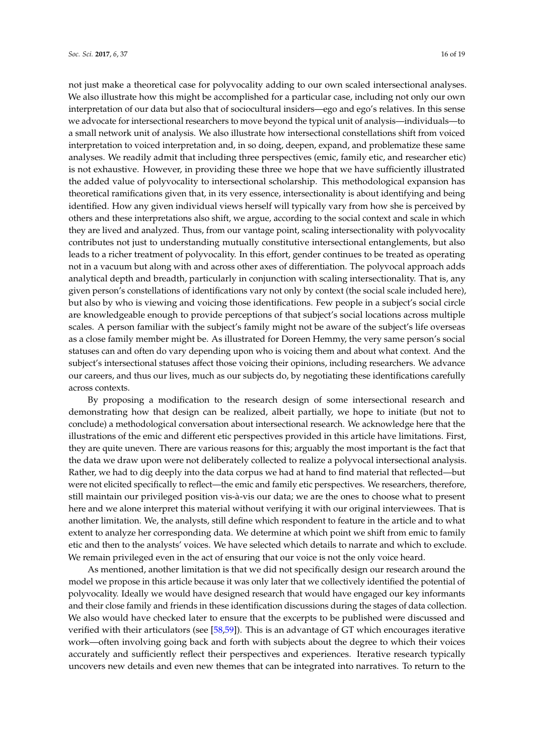not just make a theoretical case for polyvocality adding to our own scaled intersectional analyses. We also illustrate how this might be accomplished for a particular case, including not only our own interpretation of our data but also that of sociocultural insiders—ego and ego's relatives. In this sense we advocate for intersectional researchers to move beyond the typical unit of analysis—individuals—to a small network unit of analysis. We also illustrate how intersectional constellations shift from voiced interpretation to voiced interpretation and, in so doing, deepen, expand, and problematize these same analyses. We readily admit that including three perspectives (emic, family etic, and researcher etic) is not exhaustive. However, in providing these three we hope that we have sufficiently illustrated the added value of polyvocality to intersectional scholarship. This methodological expansion has theoretical ramifications given that, in its very essence, intersectionality is about identifying and being identified. How any given individual views herself will typically vary from how she is perceived by others and these interpretations also shift, we argue, according to the social context and scale in which they are lived and analyzed. Thus, from our vantage point, scaling intersectionality with polyvocality contributes not just to understanding mutually constitutive intersectional entanglements, but also leads to a richer treatment of polyvocality. In this effort, gender continues to be treated as operating not in a vacuum but along with and across other axes of differentiation. The polyvocal approach adds analytical depth and breadth, particularly in conjunction with scaling intersectionality. That is, any given person's constellations of identifications vary not only by context (the social scale included here), but also by who is viewing and voicing those identifications. Few people in a subject's social circle are knowledgeable enough to provide perceptions of that subject's social locations across multiple scales. A person familiar with the subject's family might not be aware of the subject's life overseas as a close family member might be. As illustrated for Doreen Hemmy, the very same person's social statuses can and often do vary depending upon who is voicing them and about what context. And the subject's intersectional statuses affect those voicing their opinions, including researchers. We advance our careers, and thus our lives, much as our subjects do, by negotiating these identifications carefully across contexts.

By proposing a modification to the research design of some intersectional research and demonstrating how that design can be realized, albeit partially, we hope to initiate (but not to conclude) a methodological conversation about intersectional research. We acknowledge here that the illustrations of the emic and different etic perspectives provided in this article have limitations. First, they are quite uneven. There are various reasons for this; arguably the most important is the fact that the data we draw upon were not deliberately collected to realize a polyvocal intersectional analysis. Rather, we had to dig deeply into the data corpus we had at hand to find material that reflected—but were not elicited specifically to reflect—the emic and family etic perspectives. We researchers, therefore, still maintain our privileged position vis-à-vis our data; we are the ones to choose what to present here and we alone interpret this material without verifying it with our original interviewees. That is another limitation. We, the analysts, still define which respondent to feature in the article and to what extent to analyze her corresponding data. We determine at which point we shift from emic to family etic and then to the analysts' voices. We have selected which details to narrate and which to exclude. We remain privileged even in the act of ensuring that our voice is not the only voice heard.

As mentioned, another limitation is that we did not specifically design our research around the model we propose in this article because it was only later that we collectively identified the potential of polyvocality. Ideally we would have designed research that would have engaged our key informants and their close family and friends in these identification discussions during the stages of data collection. We also would have checked later to ensure that the excerpts to be published were discussed and verified with their articulators (see [58,59]). This is an advantage of GT which encourages iterative work—often involving going back and forth with subjects about the degree to which their voices accurately and sufficiently reflect their perspectives and experiences. Iterative research typically uncovers new details and even new themes that can be integrated into narratives. To return to the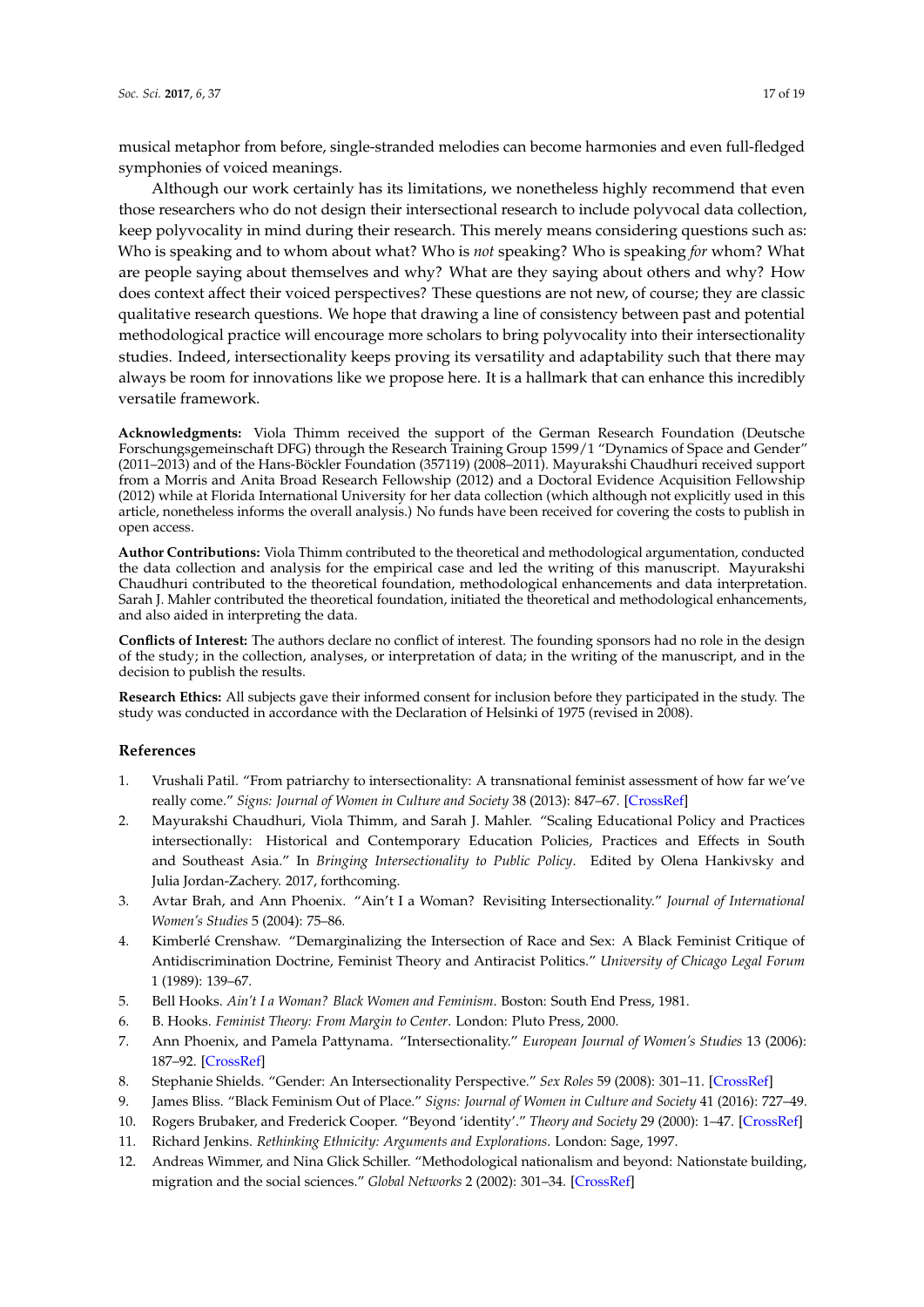musical metaphor from before, single-stranded melodies can become harmonies and even full-fledged symphonies of voiced meanings.

Although our work certainly has its limitations, we nonetheless highly recommend that even those researchers who do not design their intersectional research to include polyvocal data collection, keep polyvocality in mind during their research. This merely means considering questions such as: Who is speaking and to whom about what? Who is *not* speaking? Who is speaking *for* whom? What are people saying about themselves and why? What are they saying about others and why? How does context affect their voiced perspectives? These questions are not new, of course; they are classic qualitative research questions. We hope that drawing a line of consistency between past and potential methodological practice will encourage more scholars to bring polyvocality into their intersectionality studies. Indeed, intersectionality keeps proving its versatility and adaptability such that there may always be room for innovations like we propose here. It is a hallmark that can enhance this incredibly versatile framework.

**Acknowledgments:** Viola Thimm received the support of the German Research Foundation (Deutsche Forschungsgemeinschaft DFG) through the Research Training Group 1599/1 "Dynamics of Space and Gender" (2011–2013) and of the Hans-Böckler Foundation (357119) (2008–2011). Mayurakshi Chaudhuri received support from a Morris and Anita Broad Research Fellowship (2012) and a Doctoral Evidence Acquisition Fellowship (2012) while at Florida International University for her data collection (which although not explicitly used in this article, nonetheless informs the overall analysis.) No funds have been received for covering the costs to publish in open access.

**Author Contributions:** Viola Thimm contributed to the theoretical and methodological argumentation, conducted the data collection and analysis for the empirical case and led the writing of this manuscript. Mayurakshi Chaudhuri contributed to the theoretical foundation, methodological enhancements and data interpretation. Sarah J. Mahler contributed the theoretical foundation, initiated the theoretical and methodological enhancements, and also aided in interpreting the data.

**Conflicts of Interest:** The authors declare no conflict of interest. The founding sponsors had no role in the design of the study; in the collection, analyses, or interpretation of data; in the writing of the manuscript, and in the decision to publish the results.

**Research Ethics:** All subjects gave their informed consent for inclusion before they participated in the study. The study was conducted in accordance with the Declaration of Helsinki of 1975 (revised in 2008).

## References

1. Vrushali Patil. "From patriarchy to intersectionality: A transnational feminist assessment of how far we've really come." *Signs: Journal of Women in Culture and Society* 38 (2013): 847–67. [CrossRef]
2. Mayurakshi Chaudhuri, Viola Thimm, and Sarah J. Mahler. "Scaling Educational Policy and Practices intersectionally: Historical and Contemporary Education Policies, Practices and Effects in South and Southeast Asia." In *Bringing Intersectionality to Public Policy*. Edited by Olena Hankivsky and Julia Jordan-Zachery. 2017, forthcoming.
3. Avtar Brah, and Ann Phoenix. "Ain't I a Woman? Revisiting Intersectionality." *Journal of International Women's Studies* 5 (2004): 75–86.
4. Kimberlé Crenshaw. "Demarginalizing the Intersection of Race and Sex: A Black Feminist Critique of Antidiscrimination Doctrine, Feminist Theory and Antiracist Politics." *University of Chicago Legal Forum* 1 (1989): 139–67.
5. Bell Hooks. *Ain't I a Woman? Black Women and Feminism*. Boston: South End Press, 1981.
6. B. Hooks. *Feminist Theory: From Margin to Center*. London: Pluto Press, 2000.
7. Ann Phoenix, and Pamela Pattynama. "Intersectionality." *European Journal of Women's Studies* 13 (2006): 187–92. [CrossRef]
8. Stephanie Shields. "Gender: An Intersectionality Perspective." *Sex Roles* 59 (2008): 301–11. [CrossRef]
9. James Bliss. "Black Feminism Out of Place." *Signs: Journal of Women in Culture and Society* 41 (2016): 727–49.
10. Rogers Brubaker, and Frederick Cooper. "Beyond 'identity'." *Theory and Society* 29 (2000): 1–47. [CrossRef]
11. Richard Jenkins. *Rethinking Ethnicity: Arguments and Explorations*. London: Sage, 1997.
12. Andreas Wimmer, and Nina Glick Schiller. "Methodological nationalism and beyond: Nationstate building, migration and the social sciences." *Global Networks* 2 (2002): 301–34. [CrossRef]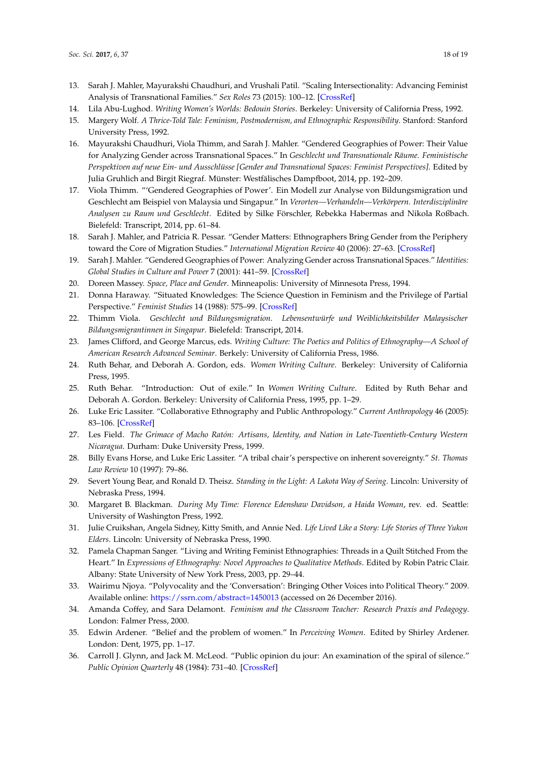13. Sarah J. Mahler, Mayurakshi Chaudhuri, and Vrushali Patil. "Scaling Intersectionality: Advancing Feminist Analysis of Transnational Families." *Sex Roles* 73 (2015): 100–12. [CrossRef]
14. Lila Abu-Lughod. *Writing Women's Worlds: Bedouin Stories*. Berkeley: University of California Press, 1992.
15. Margery Wolf. *A Thrice-Told Tale: Feminism, Postmodernism, and Ethnographic Responsibility*. Stanford: Stanford University Press, 1992.
16. Mayurakshi Chaudhuri, Viola Thimm, and Sarah J. Mahler. "Gendered Geographies of Power: Their Value for Analyzing Gender across Transnational Spaces." In *Geschlecht und Transnationale Räume. Feministische Perspektiven auf neue Ein- und Ausschlüsse [Gender and Transnational Spaces: Feminist Perspectives]*. Edited by Julia Gruhlich and Birgit Riegraf. Münster: Westfälisches Dampfboot, 2014, pp. 192–209.
17. Viola Thimm. "'Gendered Geographies of Power'. Ein Modell zur Analyse von Bildungsmigration und Geschlecht am Beispiel von Malaysia und Singapur." In *Verorten—Verhandeln—Verkörpern. Interdisziplinäre Analysen zu Raum und Geschlecht*. Edited by Silke Förschler, Rebekka Habermas and Nikola Roßbach. Bielefeld: Transcript, 2014, pp. 61–84.
18. Sarah J. Mahler, and Patricia R. Pessar. "Gender Matters: Ethnographers Bring Gender from the Periphery toward the Core of Migration Studies." *International Migration Review* 40 (2006): 27–63. [CrossRef]
19. Sarah J. Mahler. "Gendered Geographies of Power: Analyzing Gender across Transnational Spaces." *Identities: Global Studies in Culture and Power* 7 (2001): 441–59. [CrossRef]
20. Doreen Massey. *Space, Place and Gender*. Minneapolis: University of Minnesota Press, 1994.
21. Donna Haraway. "Situated Knowledges: The Science Question in Feminism and the Privilege of Partial Perspective." *Feminist Studies* 14 (1988): 575–99. [CrossRef]
22. Thimm Viola. *Geschlecht und Bildungsmigration. Lebensentwürfe und Weiblichkeitsbilder Malaysischer Bildungsmigrantinnen in Singapur*. Bielefeld: Transcript, 2014.
23. James Clifford, and George Marcus, eds. *Writing Culture: The Poetics and Politics of Ethnography—A School of American Research Advanced Seminar*. Berkely: University of California Press, 1986.
24. Ruth Behar, and Deborah A. Gordon, eds. *Women Writing Culture*. Berkeley: University of California Press, 1995.
25. Ruth Behar. "Introduction: Out of exile." In *Women Writing Culture*. Edited by Ruth Behar and Deborah A. Gordon. Berkeley: University of California Press, 1995, pp. 1–29.
26. Luke Eric Lassiter. "Collaborative Ethnography and Public Anthropology." *Current Anthropology* 46 (2005): 83–106. [CrossRef]
27. Les Field. *The Grimace of Macho Ratón: Artisans, Identity, and Nation in Late-Twentieth-Century Western Nicaragua*. Durham: Duke University Press, 1999.
28. Billy Evans Horse, and Luke Eric Lassiter. "A tribal chair's perspective on inherent sovereignty." *St. Thomas Law Review* 10 (1997): 79–86.
29. Severt Young Bear, and Ronald D. Theisz. *Standing in the Light: A Lakota Way of Seeing*. Lincoln: University of Nebraska Press, 1994.
30. Margaret B. Blackman. *During My Time: Florence Edenshaw Davidson, a Haida Woman*, rev. ed. Seattle: University of Washington Press, 1992.
31. Julie Cruikshan, Angela Sidney, Kitty Smith, and Annie Ned. *Life Lived Like a Story: Life Stories of Three Yukon Elders*. Lincoln: University of Nebraska Press, 1990.
32. Pamela Chapman Sanger. "Living and Writing Feminist Ethnographies: Threads in a Quilt Stitched From the Heart." In *Expressions of Ethnography: Novel Approaches to Qualitative Methods*. Edited by Robin Patric Clair. Albany: State University of New York Press, 2003, pp. 29–44.
33. Wairimu Njoya. "Polyvocality and the 'Conversation': Bringing Other Voices into Political Theory." 2009. Available online: https://ssrn.com/abstract=1450013 (accessed on 26 December 2016).
34. Amanda Coffey, and Sara Delamont. *Feminism and the Classroom Teacher: Research Praxis and Pedagogy*. London: Falmer Press, 2000.
35. Edwin Ardener. "Belief and the problem of women." In *Perceiving Women*. Edited by Shirley Ardener. London: Dent, 1975, pp. 1–17.
36. Carroll J. Glynn, and Jack M. McLeod. "Public opinion du jour: An examination of the spiral of silence." *Public Opinion Quarterly* 48 (1984): 731–40. [CrossRef]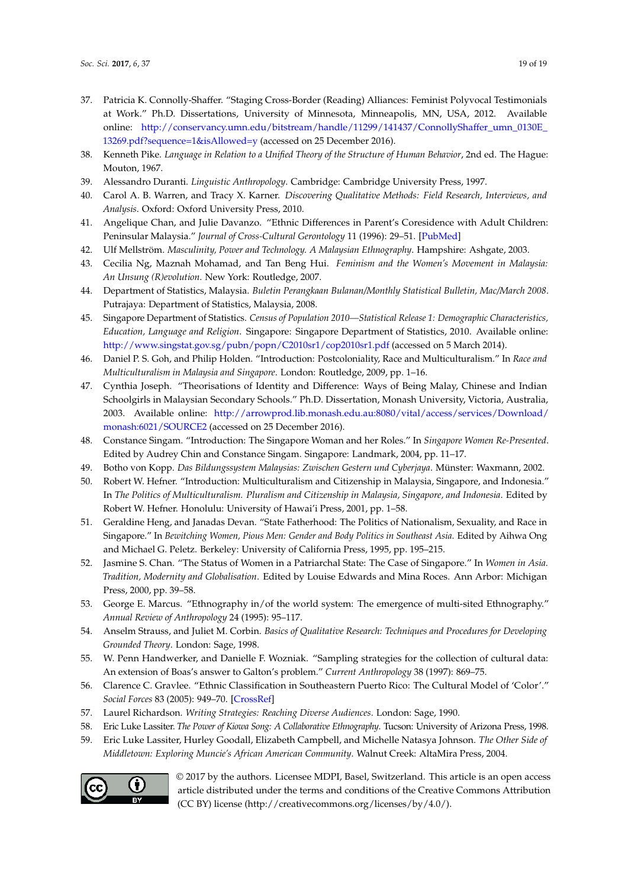37. Patricia K. Connolly-Shaffer. "Staging Cross-Border (Reading) Alliances: Feminist Polyvocal Testimonials at Work." Ph.D. Dissertations, University of Minnesota, Minneapolis, MN, USA, 2012. Available online: http://conservancy.umn.edu/bitstream/handle/11299/141437/ConnollyShaffer_umn_0130E_13269.pdf?sequence=1&isAllowed=y (accessed on 25 December 2016).
38. Kenneth Pike. *Language in Relation to a Unified Theory of the Structure of Human Behavior*, 2nd ed. The Hague: Mouton, 1967.
39. Alessandro Duranti. *Linguistic Anthropology*. Cambridge: Cambridge University Press, 1997.
40. Carol A. B. Warren, and Tracy X. Karner. *Discovering Qualitative Methods: Field Research, Interviews, and Analysis*. Oxford: Oxford University Press, 2010.
41. Angelique Chan, and Julie Davanzo. "Ethnic Differences in Parent's Coresidence with Adult Children: Peninsular Malaysia." *Journal of Cross-Cultural Gerontology* 11 (1996): 29–51. [PubMed]
42. Ulf Mellström. *Masculinity, Power and Technology. A Malaysian Ethnography*. Hampshire: Ashgate, 2003.
43. Cecilia Ng, Maznah Mohamad, and Tan Beng Hui. *Feminism and the Women's Movement in Malaysia: An Unsung (R)evolution*. New York: Routledge, 2007.
44. Department of Statistics, Malaysia. *Buletin Perangkaan Bulanan/Monthly Statistical Bulletin, Mac/March 2008*. Putrajaya: Department of Statistics, Malaysia, 2008.
45. Singapore Department of Statistics. *Census of Population 2010—Statistical Release 1: Demographic Characteristics, Education, Language and Religion*. Singapore: Singapore Department of Statistics, 2010. Available online: http://www.singstat.gov.sg/pubn/popn/C2010sr1/cop2010sr1.pdf (accessed on 5 March 2014).
46. Daniel P. S. Goh, and Philip Holden. "Introduction: Postcoloniality, Race and Multiculturalism." In *Race and Multiculturalism in Malaysia and Singapore*. London: Routledge, 2009, pp. 1–16.
47. Cynthia Joseph. "Theorisations of Identity and Difference: Ways of Being Malay, Chinese and Indian Schoolgirls in Malaysian Secondary Schools." Ph.D. Dissertation, Monash University, Victoria, Australia, 2003. Available online: http://arrowprod.lib.monash.edu.au:8080/vital/access/services/Download/monash:6021/SOURCE2 (accessed on 25 December 2016).
48. Constance Singam. "Introduction: The Singapore Woman and her Roles." In *Singapore Women Re-Presented*. Edited by Audrey Chin and Constance Singam. Singapore: Landmark, 2004, pp. 11–17.
49. Botho von Kopp. *Das Bildungssystem Malaysias: Zwischen Gestern und Cyberjaya*. Münster: Waxmann, 2002.
50. Robert W. Hefner. "Introduction: Multiculturalism and Citizenship in Malaysia, Singapore, and Indonesia." In *The Politics of Multiculturalism. Pluralism and Citizenship in Malaysia, Singapore, and Indonesia*. Edited by Robert W. Hefner. Honolulu: University of Hawai'i Press, 2001, pp. 1–58.
51. Geraldine Heng, and Janadas Devan. "State Fatherhood: The Politics of Nationalism, Sexuality, and Race in Singapore." In *Bewitching Women, Pious Men: Gender and Body Politics in Southeast Asia*. Edited by Aihwa Ong and Michael G. Peletz. Berkeley: University of California Press, 1995, pp. 195–215.
52. Jasmine S. Chan. "The Status of Women in a Patriarchal State: The Case of Singapore." In *Women in Asia. Tradition, Modernity and Globalisation*. Edited by Louise Edwards and Mina Roces. Ann Arbor: Michigan Press, 2000, pp. 39–58.
53. George E. Marcus. "Ethnography in/of the world system: The emergence of multi-sited Ethnography." *Annual Review of Anthropology* 24 (1995): 95–117.
54. Anselm Strauss, and Juliet M. Corbin. *Basics of Qualitative Research: Techniques and Procedures for Developing Grounded Theory*. London: Sage, 1998.
55. W. Penn Handwerker, and Danielle F. Wozniak. "Sampling strategies for the collection of cultural data: An extension of Boas's answer to Galton's problem." *Current Anthropology* 38 (1997): 869–75.
56. Clarence C. Gravlee. "Ethnic Classification in Southeastern Puerto Rico: The Cultural Model of 'Color'." *Social Forces* 83 (2005): 949–70. [CrossRef]
57. Laurel Richardson. *Writing Strategies: Reaching Diverse Audiences*. London: Sage, 1990.
58. Eric Luke Lassiter. *The Power of Kiowa Song: A Collaborative Ethnography*. Tucson: University of Arizona Press, 1998.
59. Eric Luke Lassiter, Hurley Goodall, Elizabeth Campbell, and Michelle Natasya Johnson. *The Other Side of Middletown: Exploring Muncie's African American Community*. Walnut Creek: AltaMira Press, 2004.

© 2017 by the authors. Licensee MDPI, Basel, Switzerland. This article is an open access article distributed under the terms and conditions of the Creative Commons Attribution (CC BY) license (http://creativecommons.org/licenses/by/4.0/).